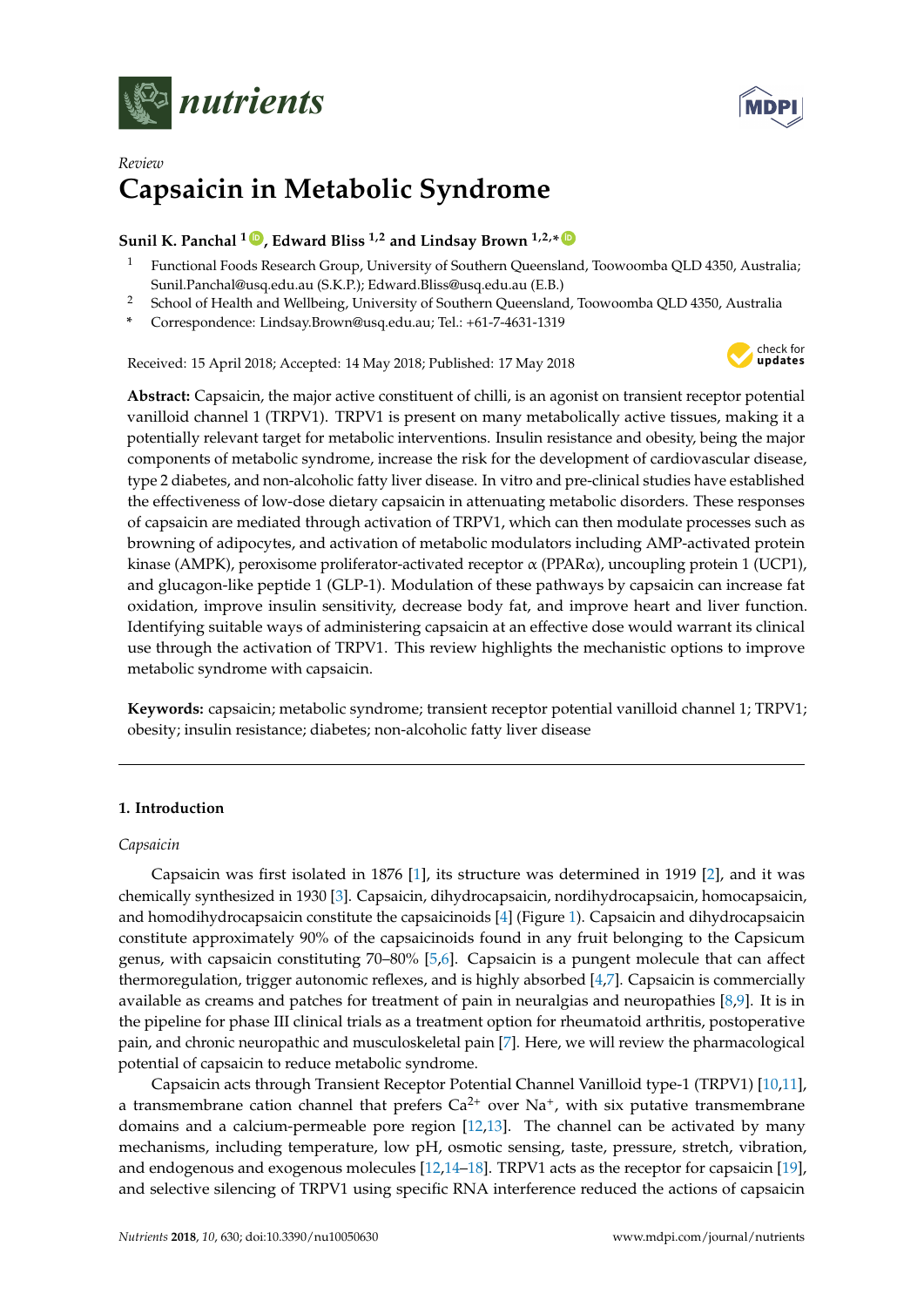*nutrients*

*Review*

# Capsaicin in Metabolic Syndrome

**Sunil K. Panchal [1], Edward Bliss [1,2] and Lindsay Brown [1,2,*]**

[1] Functional Foods Research Group, University of Southern Queensland, Toowoomba QLD 4350, Australia; Sunil.Panchal@usq.edu.au (S.K.P.); Edward.Bliss@usq.edu.au (E.B.)

[2] School of Health and Wellbeing, University of Southern Queensland, Toowoomba QLD 4350, Australia

[*] Correspondence: Lindsay.Brown@usq.edu.au; Tel.: +61-7-4631-1319

Received: 15 April 2018; Accepted: 14 May 2018; Published: 17 May 2018

**Abstract:** Capsaicin, the major active constituent of chilli, is an agonist on transient receptor potential vanilloid channel 1 (TRPV1). TRPV1 is present on many metabolically active tissues, making it a potentially relevant target for metabolic interventions. Insulin resistance and obesity, being the major components of metabolic syndrome, increase the risk for the development of cardiovascular disease, type 2 diabetes, and non-alcoholic fatty liver disease. In vitro and pre-clinical studies have established the effectiveness of low-dose dietary capsaicin in attenuating metabolic disorders. These responses of capsaicin are mediated through activation of TRPV1, which can then modulate processes such as browning of adipocytes, and activation of metabolic modulators including AMP-activated protein kinase (AMPK), peroxisome proliferator-activated receptor α (PPARα), uncoupling protein 1 (UCP1), and glucagon-like peptide 1 (GLP-1). Modulation of these pathways by capsaicin can increase fat oxidation, improve insulin sensitivity, decrease body fat, and improve heart and liver function. Identifying suitable ways of administering capsaicin at an effective dose would warrant its clinical use through the activation of TRPV1. This review highlights the mechanistic options to improve metabolic syndrome with capsaicin.

**Keywords:** capsaicin; metabolic syndrome; transient receptor potential vanilloid channel 1; TRPV1; obesity; insulin resistance; diabetes; non-alcoholic fatty liver disease

## 1. Introduction

*Capsaicin*

Capsaicin was first isolated in 1876 [1], its structure was determined in 1919 [2], and it was chemically synthesized in 1930 [3]. Capsaicin, dihydrocapsaicin, nordihydrocapsaicin, homocapsaicin, and homodihydrocapsaicin constitute the capsaicinoids [4] (Figure 1). Capsaicin and dihydrocapsaicin constitute approximately 90% of the capsaicinoids found in any fruit belonging to the Capsicum genus, with capsaicin constituting 70–80% [5,6]. Capsaicin is a pungent molecule that can affect thermoregulation, trigger autonomic reflexes, and is highly absorbed [4,7]. Capsaicin is commercially available as creams and patches for treatment of pain in neuralgias and neuropathies [8,9]. It is in the pipeline for phase III clinical trials as a treatment option for rheumatoid arthritis, postoperative pain, and chronic neuropathic and musculoskeletal pain [7]. Here, we will review the pharmacological potential of capsaicin to reduce metabolic syndrome.

Capsaicin acts through Transient Receptor Potential Channel Vanilloid type-1 (TRPV1) [10,11], a transmembrane cation channel that prefers $Ca^{2+}$ over $Na^{+}$, with six putative transmembrane domains and a calcium-permeable pore region [12,13]. The channel can be activated by many mechanisms, including temperature, low pH, osmotic sensing, taste, pressure, stretch, vibration, and endogenous and exogenous molecules [12,14–18]. TRPV1 acts as the receptor for capsaicin [19], and selective silencing of TRPV1 using specific RNA interference reduced the actions of capsaicin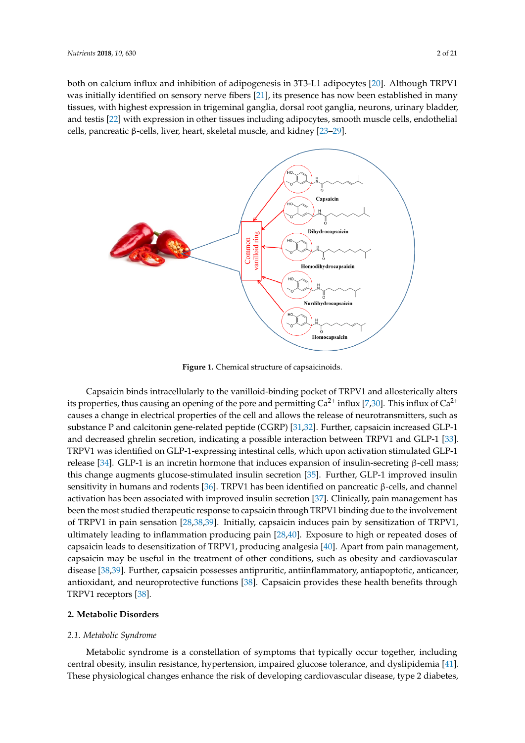both on calcium influx and inhibition of adipogenesis in 3T3-L1 adipocytes [20]. Although TRPV1 was initially identified on sensory nerve fibers [21], its presence has now been established in many tissues, with highest expression in trigeminal ganglia, dorsal root ganglia, neurons, urinary bladder, and testis [22] with expression in other tissues including adipocytes, smooth muscle cells, endothelial cells, pancreatic β-cells, liver, heart, skeletal muscle, and kidney [23–29].

**Figure 1.** Chemical structure of capsaicinoids.

Capsaicin binds intracellularly to the vanilloid-binding pocket of TRPV1 and allosterically alters its properties, thus causing an opening of the pore and permitting $Ca^{2+}$ influx [7,30]. This influx of $Ca^{2+}$ causes a change in electrical properties of the cell and allows the release of neurotransmitters, such as substance P and calcitonin gene-related peptide (CGRP) [31,32]. Further, capsaicin increased GLP-1 and decreased ghrelin secretion, indicating a possible interaction between TRPV1 and GLP-1 [33]. TRPV1 was identified on GLP-1-expressing intestinal cells, which upon activation stimulated GLP-1 release [34]. GLP-1 is an incretin hormone that induces expansion of insulin-secreting β-cell mass; this change augments glucose-stimulated insulin secretion [35]. Further, GLP-1 improved insulin sensitivity in humans and rodents [36]. TRPV1 has been identified on pancreatic β-cells, and channel activation has been associated with improved insulin secretion [37]. Clinically, pain management has been the most studied therapeutic response to capsaicin through TRPV1 binding due to the involvement of TRPV1 in pain sensation [28,38,39]. Initially, capsaicin induces pain by sensitization of TRPV1, ultimately leading to inflammation producing pain [28,40]. Exposure to high or repeated doses of capsaicin leads to desensitization of TRPV1, producing analgesia [40]. Apart from pain management, capsaicin may be useful in the treatment of other conditions, such as obesity and cardiovascular disease [38,39]. Further, capsaicin possesses antipruritic, antiinflammatory, antiapoptotic, anticancer, antioxidant, and neuroprotective functions [38]. Capsaicin provides these health benefits through TRPV1 receptors [38].

## 2. Metabolic Disorders

### *2.1. Metabolic Syndrome*

Metabolic syndrome is a constellation of symptoms that typically occur together, including central obesity, insulin resistance, hypertension, impaired glucose tolerance, and dyslipidemia [41]. These physiological changes enhance the risk of developing cardiovascular disease, type 2 diabetes,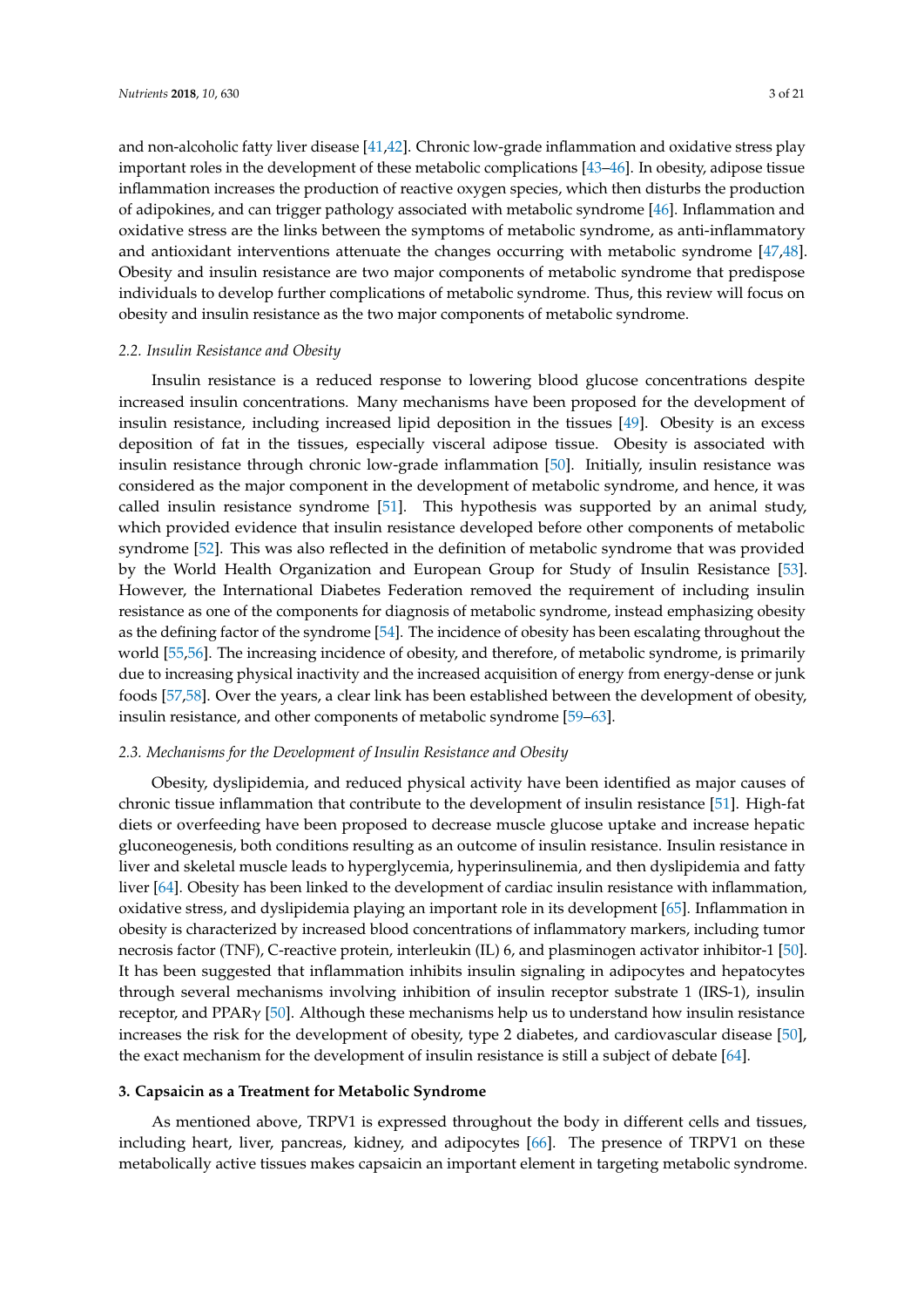and non-alcoholic fatty liver disease [41,42]. Chronic low-grade inflammation and oxidative stress play important roles in the development of these metabolic complications [43–46]. In obesity, adipose tissue inflammation increases the production of reactive oxygen species, which then disturbs the production of adipokines, and can trigger pathology associated with metabolic syndrome [46]. Inflammation and oxidative stress are the links between the symptoms of metabolic syndrome, as anti-inflammatory and antioxidant interventions attenuate the changes occurring with metabolic syndrome [47,48]. Obesity and insulin resistance are two major components of metabolic syndrome that predispose individuals to develop further complications of metabolic syndrome. Thus, this review will focus on obesity and insulin resistance as the two major components of metabolic syndrome.

### 2.2. Insulin Resistance and Obesity

Insulin resistance is a reduced response to lowering blood glucose concentrations despite increased insulin concentrations. Many mechanisms have been proposed for the development of insulin resistance, including increased lipid deposition in the tissues [49]. Obesity is an excess deposition of fat in the tissues, especially visceral adipose tissue. Obesity is associated with insulin resistance through chronic low-grade inflammation [50]. Initially, insulin resistance was considered as the major component in the development of metabolic syndrome, and hence, it was called insulin resistance syndrome [51]. This hypothesis was supported by an animal study, which provided evidence that insulin resistance developed before other components of metabolic syndrome [52]. This was also reflected in the definition of metabolic syndrome that was provided by the World Health Organization and European Group for Study of Insulin Resistance [53]. However, the International Diabetes Federation removed the requirement of including insulin resistance as one of the components for diagnosis of metabolic syndrome, instead emphasizing obesity as the defining factor of the syndrome [54]. The incidence of obesity has been escalating throughout the world [55,56]. The increasing incidence of obesity, and therefore, of metabolic syndrome, is primarily due to increasing physical inactivity and the increased acquisition of energy from energy-dense or junk foods [57,58]. Over the years, a clear link has been established between the development of obesity, insulin resistance, and other components of metabolic syndrome [59–63].

### 2.3. Mechanisms for the Development of Insulin Resistance and Obesity

Obesity, dyslipidemia, and reduced physical activity have been identified as major causes of chronic tissue inflammation that contribute to the development of insulin resistance [51]. High-fat diets or overfeeding have been proposed to decrease muscle glucose uptake and increase hepatic gluconeogenesis, both conditions resulting as an outcome of insulin resistance. Insulin resistance in liver and skeletal muscle leads to hyperglycemia, hyperinsulinemia, and then dyslipidemia and fatty liver [64]. Obesity has been linked to the development of cardiac insulin resistance with inflammation, oxidative stress, and dyslipidemia playing an important role in its development [65]. Inflammation in obesity is characterized by increased blood concentrations of inflammatory markers, including tumor necrosis factor (TNF), C-reactive protein, interleukin (IL) 6, and plasminogen activator inhibitor-1 [50]. It has been suggested that inflammation inhibits insulin signaling in adipocytes and hepatocytes through several mechanisms involving inhibition of insulin receptor substrate 1 (IRS-1), insulin receptor, and PPARγ [50]. Although these mechanisms help us to understand how insulin resistance increases the risk for the development of obesity, type 2 diabetes, and cardiovascular disease [50], the exact mechanism for the development of insulin resistance is still a subject of debate [64].

## 3. Capsaicin as a Treatment for Metabolic Syndrome

As mentioned above, TRPV1 is expressed throughout the body in different cells and tissues, including heart, liver, pancreas, kidney, and adipocytes [66]. The presence of TRPV1 on these metabolically active tissues makes capsaicin an important element in targeting metabolic syndrome.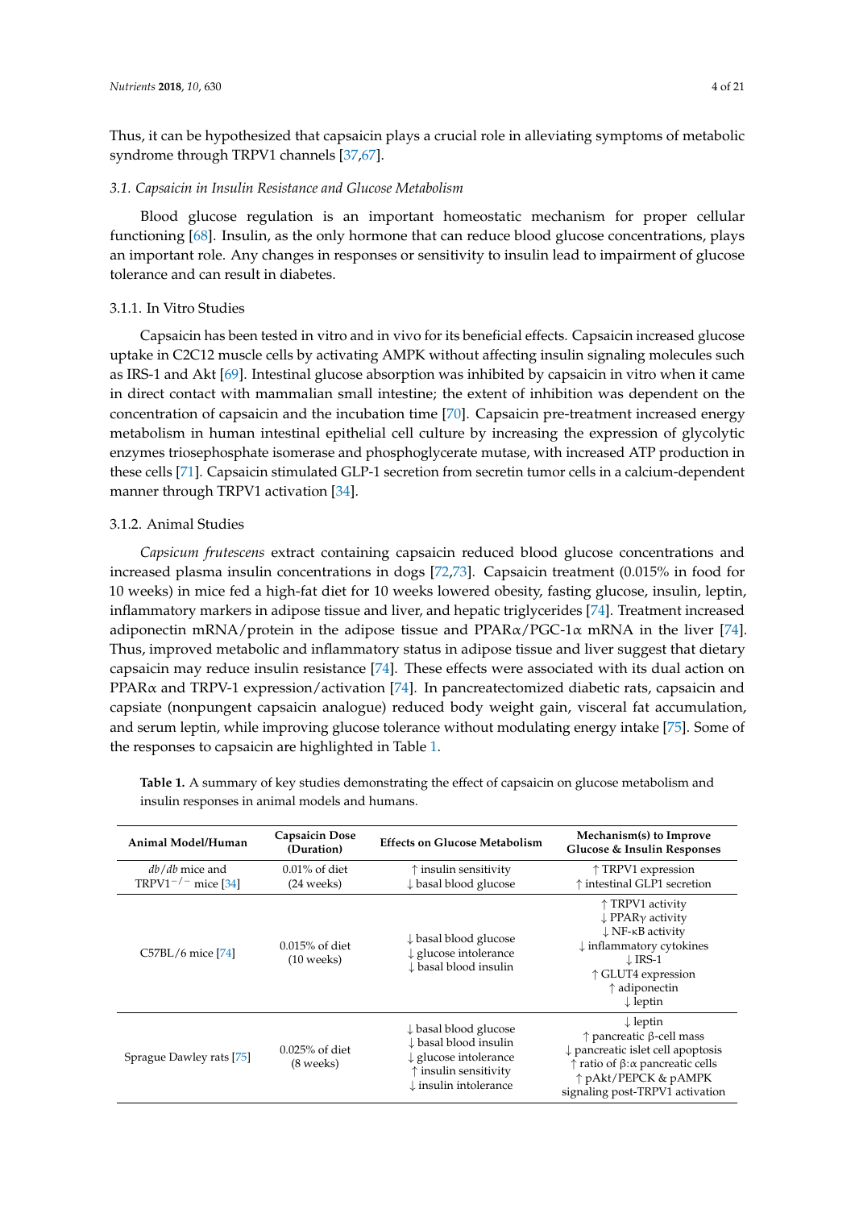Thus, it can be hypothesized that capsaicin plays a crucial role in alleviating symptoms of metabolic syndrome through TRPV1 channels [37,67].

### 3.1. Capsaicin in Insulin Resistance and Glucose Metabolism

Blood glucose regulation is an important homeostatic mechanism for proper cellular functioning [68]. Insulin, as the only hormone that can reduce blood glucose concentrations, plays an important role. Any changes in responses or sensitivity to insulin lead to impairment of glucose tolerance and can result in diabetes.

#### 3.1.1. In Vitro Studies

Capsaicin has been tested in vitro and in vivo for its beneficial effects. Capsaicin increased glucose uptake in C2C12 muscle cells by activating AMPK without affecting insulin signaling molecules such as IRS-1 and Akt [69]. Intestinal glucose absorption was inhibited by capsaicin in vitro when it came in direct contact with mammalian small intestine; the extent of inhibition was dependent on the concentration of capsaicin and the incubation time [70]. Capsaicin pre-treatment increased energy metabolism in human intestinal epithelial cell culture by increasing the expression of glycolytic enzymes triosephosphate isomerase and phosphoglycerate mutase, with increased ATP production in these cells [71]. Capsaicin stimulated GLP-1 secretion from secretin tumor cells in a calcium-dependent manner through TRPV1 activation [34].

#### 3.1.2. Animal Studies

*Capsicum frutescens* extract containing capsaicin reduced blood glucose concentrations and increased plasma insulin concentrations in dogs [72,73]. Capsaicin treatment (0.015% in food for 10 weeks) in mice fed a high-fat diet for 10 weeks lowered obesity, fasting glucose, insulin, leptin, inflammatory markers in adipose tissue and liver, and hepatic triglycerides [74]. Treatment increased adiponectin mRNA/protein in the adipose tissue and PPARα/PGC-1α mRNA in the liver [74]. Thus, improved metabolic and inflammatory status in adipose tissue and liver suggest that dietary capsaicin may reduce insulin resistance [74]. These effects were associated with its dual action on PPARα and TRPV-1 expression/activation [74]. In pancreatectomized diabetic rats, capsaicin and capsiate (nonpungent capsaicin analogue) reduced body weight gain, visceral fat accumulation, and serum leptin, while improving glucose tolerance without modulating energy intake [75]. Some of the responses to capsaicin are highlighted in Table 1.

**Table 1.** A summary of key studies demonstrating the effect of capsaicin on glucose metabolism and insulin responses in animal models and humans.

| Animal Model/Human | Capsaicin Dose (Duration) | Effects on Glucose Metabolism | Mechanism(s) to Improve Glucose & Insulin Responses |
|---|---|---|---|
| *db/db* mice and TRPV1$^{-/-}$ mice [34] | 0.01% of diet (24 weeks) | ↑ insulin sensitivity<br>↓ basal blood glucose | ↑ TRPV1 expression<br>↑ intestinal GLP1 secretion |
| C57BL/6 mice [74] | 0.015% of diet (10 weeks) | ↓ basal blood glucose<br>↓ glucose intolerance<br>↓ basal blood insulin | ↑ TRPV1 activity<br>↓ PPARγ activity<br>↓ NF-κB activity<br>↓ inflammatory cytokines<br>↓ IRS-1<br>↑ GLUT4 expression<br>↑ adiponectin<br>↓ leptin |
| Sprague Dawley rats [75] | 0.025% of diet (8 weeks) | ↓ basal blood glucose<br>↓ basal blood insulin<br>↓ glucose intolerance<br>↑ insulin sensitivity<br>↓ insulin intolerance | ↓ leptin<br>↑ pancreatic β-cell mass<br>↓ pancreatic islet cell apoptosis<br>↑ ratio of β:α pancreatic cells<br>↑ pAkt/PEPCK & pAMPK signaling post-TRPV1 activation |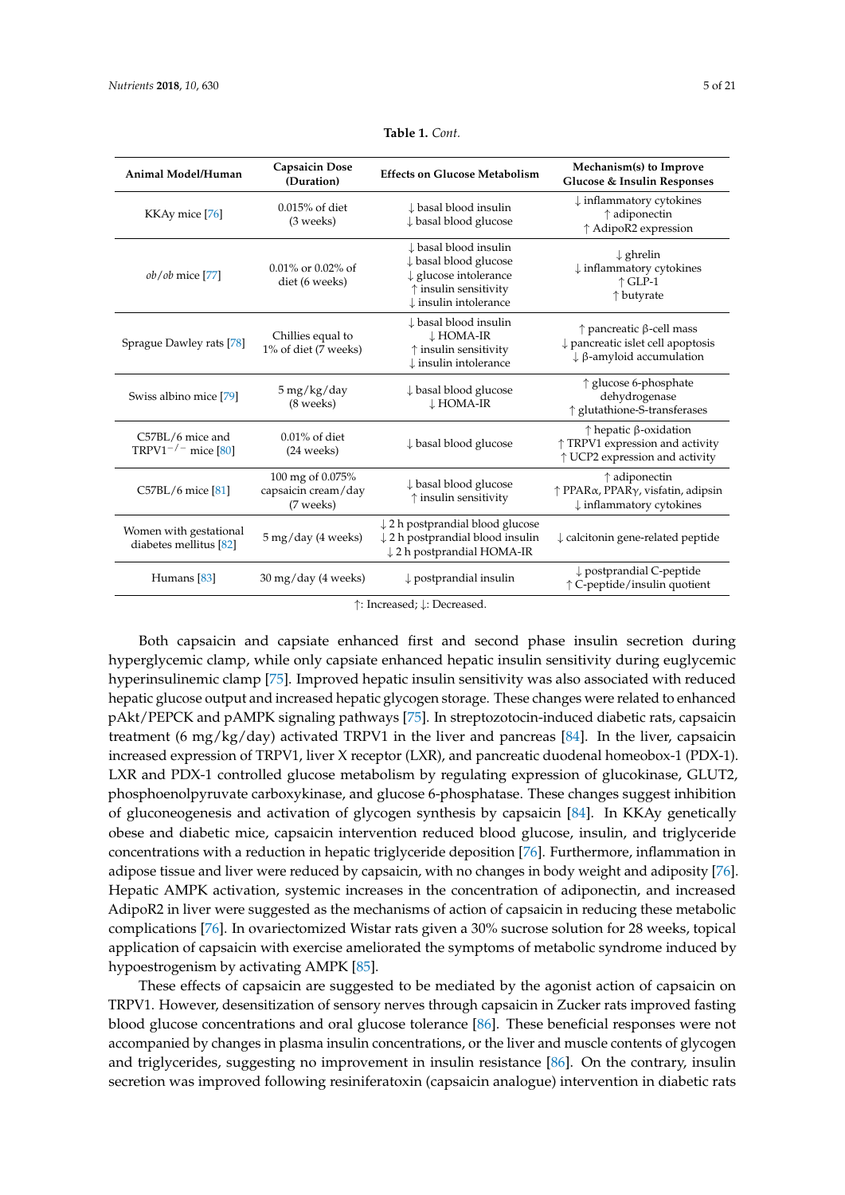**Table 1.** *Cont.*

| Animal Model/Human | Capsaicin Dose (Duration) | Effects on Glucose Metabolism | Mechanism(s) to Improve Glucose & Insulin Responses |
|---|---|---|---|
| KKAy mice [76] | 0.015% of diet (3 weeks) | ↓ basal blood insulin<br>↓ basal blood glucose | ↓ inflammatory cytokines<br>↑ adiponectin<br>↑ AdipoR2 expression |
| *ob*/*ob* mice [77] | 0.01% or 0.02% of diet (6 weeks) | ↓ basal blood insulin<br>↓ basal blood glucose<br>↓ glucose intolerance<br>↑ insulin sensitivity<br>↓ insulin intolerance | ↓ ghrelin<br>↓ inflammatory cytokines<br>↑ GLP-1<br>↑ butyrate |
| Sprague Dawley rats [78] | Chillies equal to 1% of diet (7 weeks) | ↓ basal blood insulin<br>↓ HOMA-IR<br>↑ insulin sensitivity<br>↓ insulin intolerance | ↑ pancreatic β-cell mass<br>↓ pancreatic islet cell apoptosis<br>↓ β-amyloid accumulation |
| Swiss albino mice [79] | 5 mg/kg/day (8 weeks) | ↓ basal blood glucose<br>↓ HOMA-IR | ↑ glucose 6-phosphate dehydrogenase<br>↑ glutathione-S-transferases |
| C57BL/6 mice and TRPV1$^{-/-}$ mice [80] | 0.01% of diet (24 weeks) | ↓ basal blood glucose | ↑ hepatic β-oxidation<br>↑ TRPV1 expression and activity<br>↑ UCP2 expression and activity |
| C57BL/6 mice [81] | 100 mg of 0.075% capsaicin cream/day (7 weeks) | ↓ basal blood glucose<br>↑ insulin sensitivity | ↑ adiponectin<br>↑ PPARα, PPARγ, visfatin, adipsin<br>↓ inflammatory cytokines |
| Women with gestational diabetes mellitus [82] | 5 mg/day (4 weeks) | ↓ 2 h postprandial blood glucose<br>↓ 2 h postprandial blood insulin<br>↓ 2 h postprandial HOMA-IR | ↓ calcitonin gene-related peptide |
| Humans [83] | 30 mg/day (4 weeks) | ↓ postprandial insulin | ↓ postprandial C-peptide<br>↑ C-peptide/insulin quotient |

↑: Increased; ↓: Decreased.

Both capsaicin and capsiate enhanced first and second phase insulin secretion during hyperglycemic clamp, while only capsiate enhanced hepatic insulin sensitivity during euglycemic hyperinsulinemic clamp [75]. Improved hepatic insulin sensitivity was also associated with reduced hepatic glucose output and increased hepatic glycogen storage. These changes were related to enhanced pAkt/PEPCK and pAMPK signaling pathways [75]. In streptozotocin-induced diabetic rats, capsaicin treatment (6 mg/kg/day) activated TRPV1 in the liver and pancreas [84]. In the liver, capsaicin increased expression of TRPV1, liver X receptor (LXR), and pancreatic duodenal homeobox-1 (PDX-1). LXR and PDX-1 controlled glucose metabolism by regulating expression of glucokinase, GLUT2, phosphoenolpyruvate carboxykinase, and glucose 6-phosphatase. These changes suggest inhibition of gluconeogenesis and activation of glycogen synthesis by capsaicin [84]. In KKAy genetically obese and diabetic mice, capsaicin intervention reduced blood glucose, insulin, and triglyceride concentrations with a reduction in hepatic triglyceride deposition [76]. Furthermore, inflammation in adipose tissue and liver were reduced by capsaicin, with no changes in body weight and adiposity [76]. Hepatic AMPK activation, systemic increases in the concentration of adiponectin, and increased AdipoR2 in liver were suggested as the mechanisms of action of capsaicin in reducing these metabolic complications [76]. In ovariectomized Wistar rats given a 30% sucrose solution for 28 weeks, topical application of capsaicin with exercise ameliorated the symptoms of metabolic syndrome induced by hypoestrogenism by activating AMPK [85].

These effects of capsaicin are suggested to be mediated by the agonist action of capsaicin on TRPV1. However, desensitization of sensory nerves through capsaicin in Zucker rats improved fasting blood glucose concentrations and oral glucose tolerance [86]. These beneficial responses were not accompanied by changes in plasma insulin concentrations, or the liver and muscle contents of glycogen and triglycerides, suggesting no improvement in insulin resistance [86]. On the contrary, insulin secretion was improved following resiniferatoxin (capsaicin analogue) intervention in diabetic rats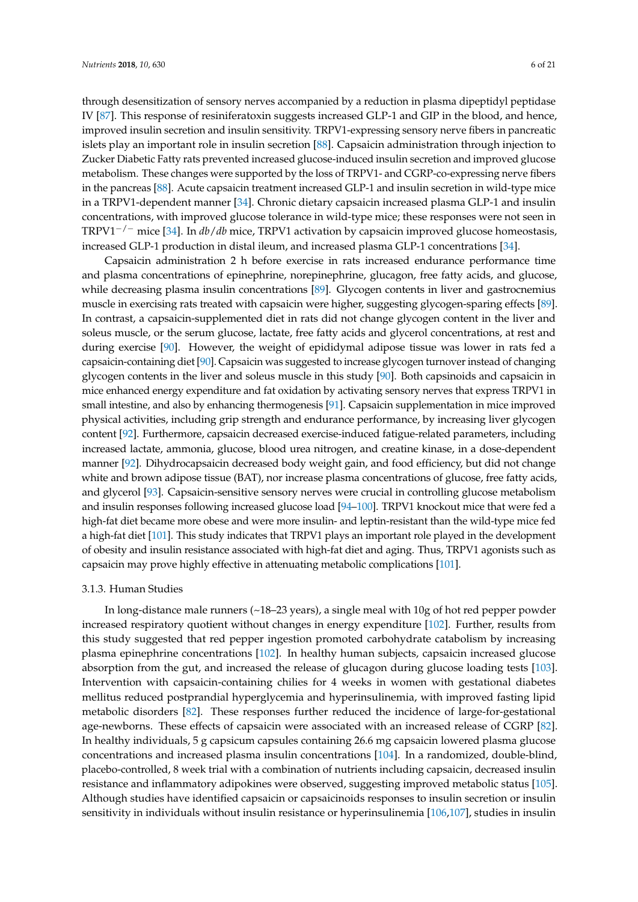through desensitization of sensory nerves accompanied by a reduction in plasma dipeptidyl peptidase IV [87]. This response of resiniferatoxin suggests increased GLP-1 and GIP in the blood, and hence, improved insulin secretion and insulin sensitivity. TRPV1-expressing sensory nerve fibers in pancreatic islets play an important role in insulin secretion [88]. Capsaicin administration through injection to Zucker Diabetic Fatty rats prevented increased glucose-induced insulin secretion and improved glucose metabolism. These changes were supported by the loss of TRPV1- and CGRP-co-expressing nerve fibers in the pancreas [88]. Acute capsaicin treatment increased GLP-1 and insulin secretion in wild-type mice in a TRPV1-dependent manner [34]. Chronic dietary capsaicin increased plasma GLP-1 and insulin concentrations, with improved glucose tolerance in wild-type mice; these responses were not seen in TRPV1$^{-/-}$ mice [34]. In *db/db* mice, TRPV1 activation by capsaicin improved glucose homeostasis, increased GLP-1 production in distal ileum, and increased plasma GLP-1 concentrations [34].

Capsaicin administration 2 h before exercise in rats increased endurance performance time and plasma concentrations of epinephrine, norepinephrine, glucagon, free fatty acids, and glucose, while decreasing plasma insulin concentrations [89]. Glycogen contents in liver and gastrocnemius muscle in exercising rats treated with capsaicin were higher, suggesting glycogen-sparing effects [89]. In contrast, a capsaicin-supplemented diet in rats did not change glycogen content in the liver and soleus muscle, or the serum glucose, lactate, free fatty acids and glycerol concentrations, at rest and during exercise [90]. However, the weight of epididymal adipose tissue was lower in rats fed a capsaicin-containing diet [90]. Capsaicin was suggested to increase glycogen turnover instead of changing glycogen contents in the liver and soleus muscle in this study [90]. Both capsinoids and capsaicin in mice enhanced energy expenditure and fat oxidation by activating sensory nerves that express TRPV1 in small intestine, and also by enhancing thermogenesis [91]. Capsaicin supplementation in mice improved physical activities, including grip strength and endurance performance, by increasing liver glycogen content [92]. Furthermore, capsaicin decreased exercise-induced fatigue-related parameters, including increased lactate, ammonia, glucose, blood urea nitrogen, and creatine kinase, in a dose-dependent manner [92]. Dihydrocapsaicin decreased body weight gain, and food efficiency, but did not change white and brown adipose tissue (BAT), nor increase plasma concentrations of glucose, free fatty acids, and glycerol [93]. Capsaicin-sensitive sensory nerves were crucial in controlling glucose metabolism and insulin responses following increased glucose load [94–100]. TRPV1 knockout mice that were fed a high-fat diet became more obese and were more insulin- and leptin-resistant than the wild-type mice fed a high-fat diet [101]. This study indicates that TRPV1 plays an important role played in the development of obesity and insulin resistance associated with high-fat diet and aging. Thus, TRPV1 agonists such as capsaicin may prove highly effective in attenuating metabolic complications [101].

#### 3.1.3. Human Studies

In long-distance male runners (~18–23 years), a single meal with 10g of hot red pepper powder increased respiratory quotient without changes in energy expenditure [102]. Further, results from this study suggested that red pepper ingestion promoted carbohydrate catabolism by increasing plasma epinephrine concentrations [102]. In healthy human subjects, capsaicin increased glucose absorption from the gut, and increased the release of glucagon during glucose loading tests [103]. Intervention with capsaicin-containing chilies for 4 weeks in women with gestational diabetes mellitus reduced postprandial hyperglycemia and hyperinsulinemia, with improved fasting lipid metabolic disorders [82]. These responses further reduced the incidence of large-for-gestational age-newborns. These effects of capsaicin were associated with an increased release of CGRP [82]. In healthy individuals, 5 g capsicum capsules containing 26.6 mg capsaicin lowered plasma glucose concentrations and increased plasma insulin concentrations [104]. In a randomized, double-blind, placebo-controlled, 8 week trial with a combination of nutrients including capsaicin, decreased insulin resistance and inflammatory adipokines were observed, suggesting improved metabolic status [105]. Although studies have identified capsaicin or capsaicinoids responses to insulin secretion or insulin sensitivity in individuals without insulin resistance or hyperinsulinemia [106,107], studies in insulin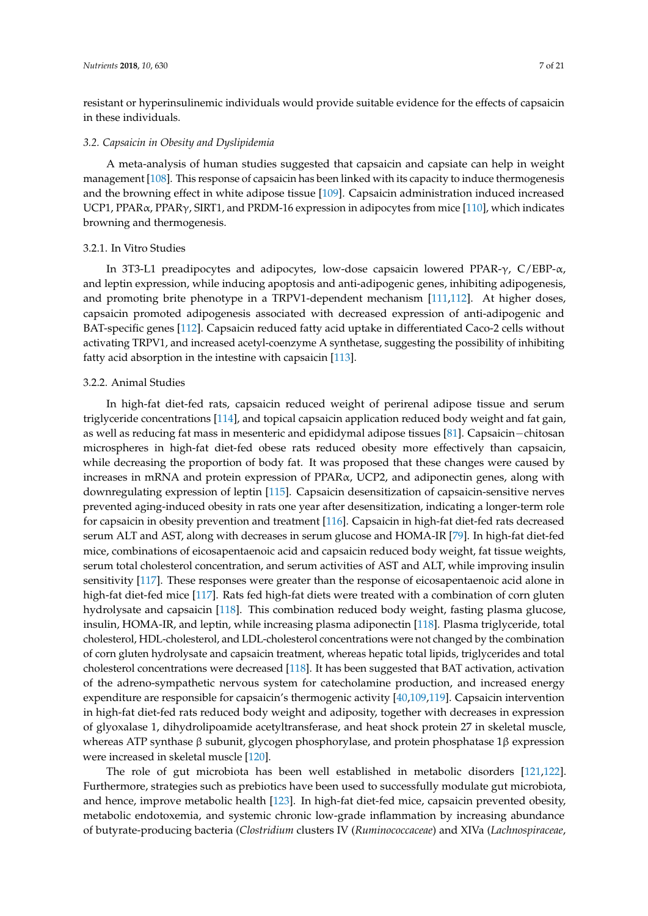resistant or hyperinsulinemic individuals would provide suitable evidence for the effects of capsaicin in these individuals.

### *3.2. Capsaicin in Obesity and Dyslipidemia*

A meta-analysis of human studies suggested that capsaicin and capsiate can help in weight management [108]. This response of capsaicin has been linked with its capacity to induce thermogenesis and the browning effect in white adipose tissue [109]. Capsaicin administration induced increased UCP1, PPARα, PPARγ, SIRT1, and PRDM-16 expression in adipocytes from mice [110], which indicates browning and thermogenesis.

#### 3.2.1. In Vitro Studies

In 3T3-L1 preadipocytes and adipocytes, low-dose capsaicin lowered PPAR-γ, C/EBP-α, and leptin expression, while inducing apoptosis and anti-adipogenic genes, inhibiting adipogenesis, and promoting brite phenotype in a TRPV1-dependent mechanism [111,112]. At higher doses, capsaicin promoted adipogenesis associated with decreased expression of anti-adipogenic and BAT-specific genes [112]. Capsaicin reduced fatty acid uptake in differentiated Caco-2 cells without activating TRPV1, and increased acetyl-coenzyme A synthetase, suggesting the possibility of inhibiting fatty acid absorption in the intestine with capsaicin [113].

#### 3.2.2. Animal Studies

In high-fat diet-fed rats, capsaicin reduced weight of perirenal adipose tissue and serum triglyceride concentrations [114], and topical capsaicin application reduced body weight and fat gain, as well as reducing fat mass in mesenteric and epididymal adipose tissues [81]. Capsaicin−chitosan microspheres in high-fat diet-fed obese rats reduced obesity more effectively than capsaicin, while decreasing the proportion of body fat. It was proposed that these changes were caused by increases in mRNA and protein expression of PPARα, UCP2, and adiponectin genes, along with downregulating expression of leptin [115]. Capsaicin desensitization of capsaicin-sensitive nerves prevented aging-induced obesity in rats one year after desensitization, indicating a longer-term role for capsaicin in obesity prevention and treatment [116]. Capsaicin in high-fat diet-fed rats decreased serum ALT and AST, along with decreases in serum glucose and HOMA-IR [79]. In high-fat diet-fed mice, combinations of eicosapentaenoic acid and capsaicin reduced body weight, fat tissue weights, serum total cholesterol concentration, and serum activities of AST and ALT, while improving insulin sensitivity [117]. These responses were greater than the response of eicosapentaenoic acid alone in high-fat diet-fed mice [117]. Rats fed high-fat diets were treated with a combination of corn gluten hydrolysate and capsaicin [118]. This combination reduced body weight, fasting plasma glucose, insulin, HOMA-IR, and leptin, while increasing plasma adiponectin [118]. Plasma triglyceride, total cholesterol, HDL-cholesterol, and LDL-cholesterol concentrations were not changed by the combination of corn gluten hydrolysate and capsaicin treatment, whereas hepatic total lipids, triglycerides and total cholesterol concentrations were decreased [118]. It has been suggested that BAT activation, activation of the adreno-sympathetic nervous system for catecholamine production, and increased energy expenditure are responsible for capsaicin's thermogenic activity [40,109,119]. Capsaicin intervention in high-fat diet-fed rats reduced body weight and adiposity, together with decreases in expression of glyoxalase 1, dihydrolipoamide acetyltransferase, and heat shock protein 27 in skeletal muscle, whereas ATP synthase β subunit, glycogen phosphorylase, and protein phosphatase 1β expression were increased in skeletal muscle [120].

The role of gut microbiota has been well established in metabolic disorders [121,122]. Furthermore, strategies such as prebiotics have been used to successfully modulate gut microbiota, and hence, improve metabolic health [123]. In high-fat diet-fed mice, capsaicin prevented obesity, metabolic endotoxemia, and systemic chronic low-grade inflammation by increasing abundance of butyrate-producing bacteria (*Clostridium* clusters IV (*Ruminococcaceae*) and XIVa (*Lachnospiraceae*,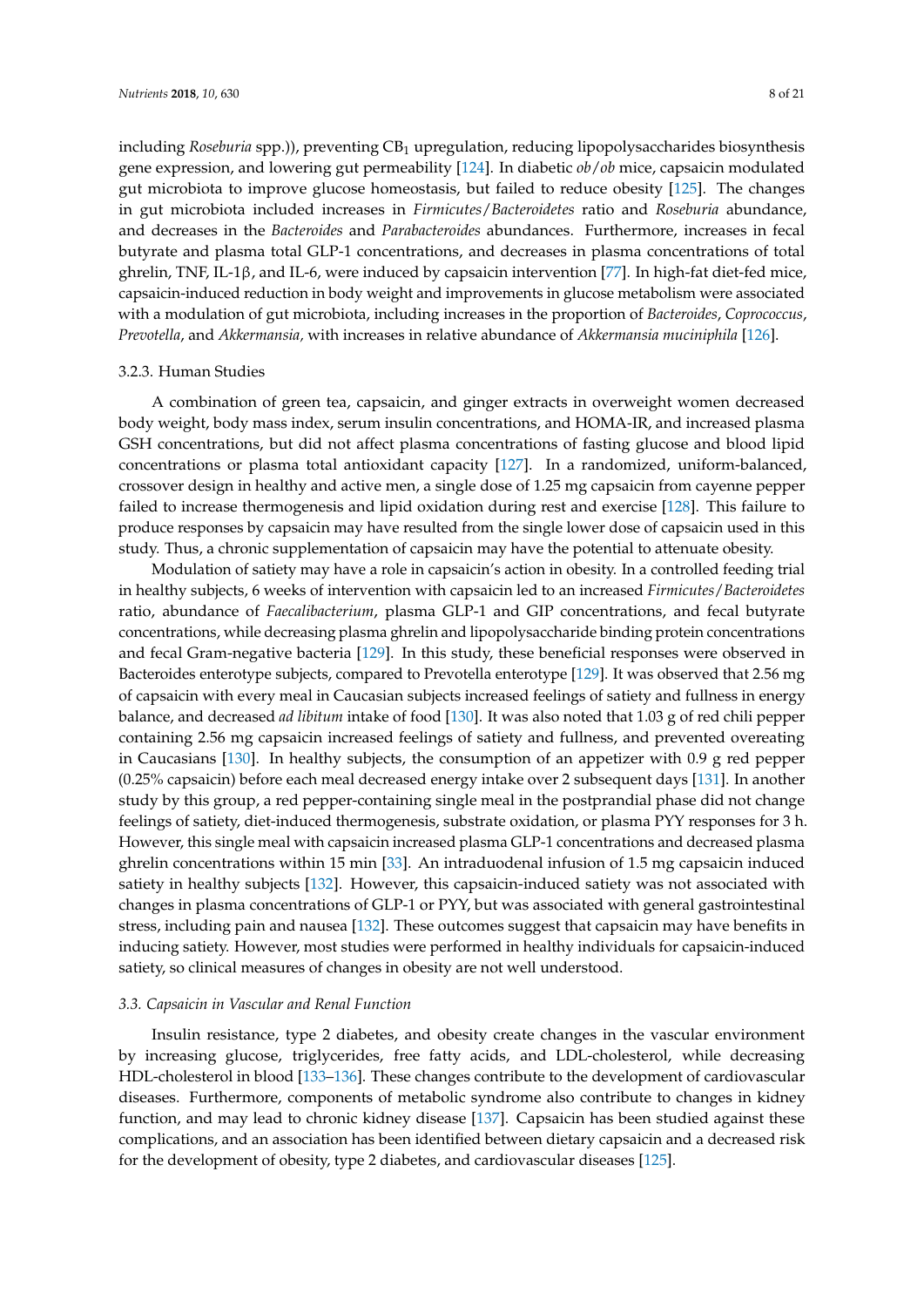including *Roseburia* spp.)), preventing $CB_1$ upregulation, reducing lipopolysaccharides biosynthesis gene expression, and lowering gut permeability [124]. In diabetic *ob/ob* mice, capsaicin modulated gut microbiota to improve glucose homeostasis, but failed to reduce obesity [125]. The changes in gut microbiota included increases in *Firmicutes/Bacteroidetes* ratio and *Roseburia* abundance, and decreases in the *Bacteroides* and *Parabacteroides* abundances. Furthermore, increases in fecal butyrate and plasma total GLP-1 concentrations, and decreases in plasma concentrations of total ghrelin, TNF, IL-1β, and IL-6, were induced by capsaicin intervention [77]. In high-fat diet-fed mice, capsaicin-induced reduction in body weight and improvements in glucose metabolism were associated with a modulation of gut microbiota, including increases in the proportion of *Bacteroides*, *Coprococcus*, *Prevotella*, and *Akkermansia,* with increases in relative abundance of *Akkermansia muciniphila* [126].

#### 3.2.3. Human Studies

A combination of green tea, capsaicin, and ginger extracts in overweight women decreased body weight, body mass index, serum insulin concentrations, and HOMA-IR, and increased plasma GSH concentrations, but did not affect plasma concentrations of fasting glucose and blood lipid concentrations or plasma total antioxidant capacity [127]. In a randomized, uniform-balanced, crossover design in healthy and active men, a single dose of 1.25 mg capsaicin from cayenne pepper failed to increase thermogenesis and lipid oxidation during rest and exercise [128]. This failure to produce responses by capsaicin may have resulted from the single lower dose of capsaicin used in this study. Thus, a chronic supplementation of capsaicin may have the potential to attenuate obesity.

Modulation of satiety may have a role in capsaicin's action in obesity. In a controlled feeding trial in healthy subjects, 6 weeks of intervention with capsaicin led to an increased *Firmicutes/Bacteroidetes* ratio, abundance of *Faecalibacterium*, plasma GLP-1 and GIP concentrations, and fecal butyrate concentrations, while decreasing plasma ghrelin and lipopolysaccharide binding protein concentrations and fecal Gram-negative bacteria [129]. In this study, these beneficial responses were observed in Bacteroides enterotype subjects, compared to Prevotella enterotype [129]. It was observed that 2.56 mg of capsaicin with every meal in Caucasian subjects increased feelings of satiety and fullness in energy balance, and decreased *ad libitum* intake of food [130]. It was also noted that 1.03 g of red chili pepper containing 2.56 mg capsaicin increased feelings of satiety and fullness, and prevented overeating in Caucasians [130]. In healthy subjects, the consumption of an appetizer with 0.9 g red pepper (0.25% capsaicin) before each meal decreased energy intake over 2 subsequent days [131]. In another study by this group, a red pepper-containing single meal in the postprandial phase did not change feelings of satiety, diet-induced thermogenesis, substrate oxidation, or plasma PYY responses for 3 h. However, this single meal with capsaicin increased plasma GLP-1 concentrations and decreased plasma ghrelin concentrations within 15 min [33]. An intraduodenal infusion of 1.5 mg capsaicin induced satiety in healthy subjects [132]. However, this capsaicin-induced satiety was not associated with changes in plasma concentrations of GLP-1 or PYY, but was associated with general gastrointestinal stress, including pain and nausea [132]. These outcomes suggest that capsaicin may have benefits in inducing satiety. However, most studies were performed in healthy individuals for capsaicin-induced satiety, so clinical measures of changes in obesity are not well understood.

### *3.3. Capsaicin in Vascular and Renal Function*

Insulin resistance, type 2 diabetes, and obesity create changes in the vascular environment by increasing glucose, triglycerides, free fatty acids, and LDL-cholesterol, while decreasing HDL-cholesterol in blood [133–136]. These changes contribute to the development of cardiovascular diseases. Furthermore, components of metabolic syndrome also contribute to changes in kidney function, and may lead to chronic kidney disease [137]. Capsaicin has been studied against these complications, and an association has been identified between dietary capsaicin and a decreased risk for the development of obesity, type 2 diabetes, and cardiovascular diseases [125].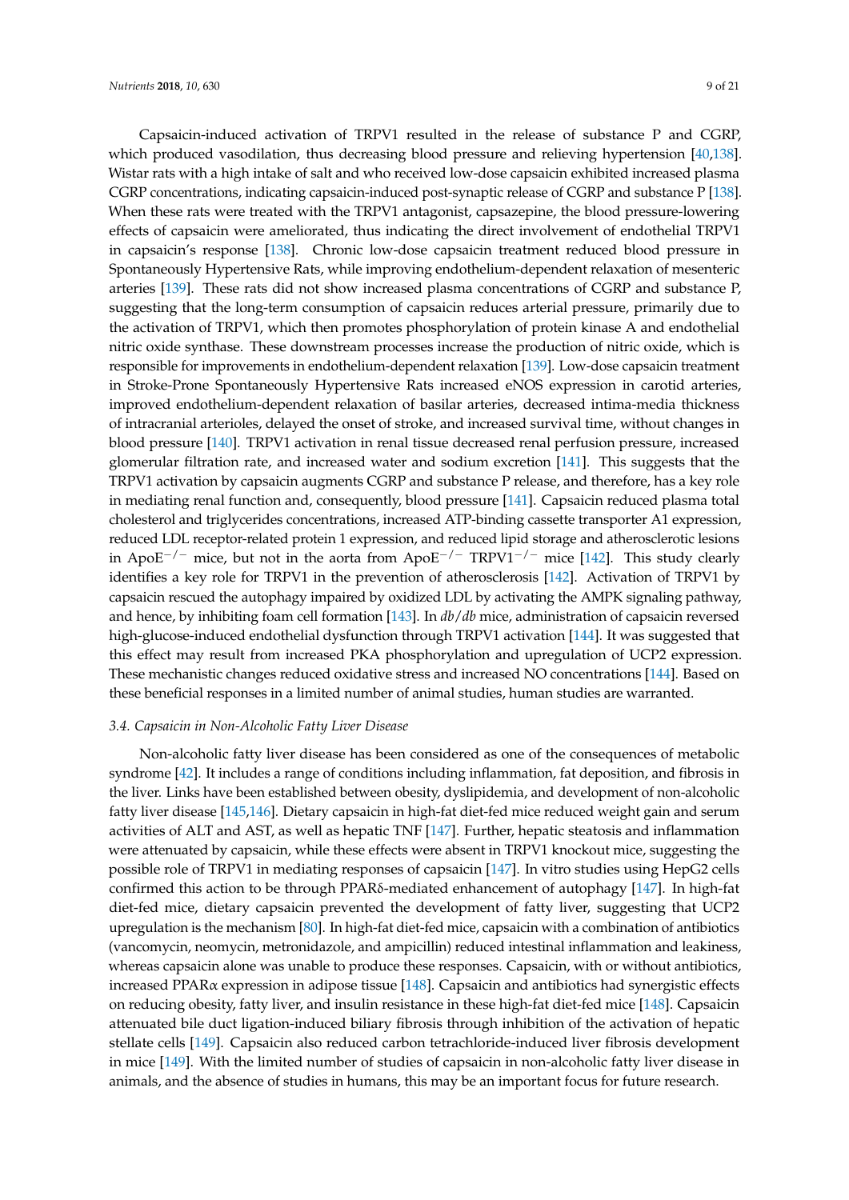Capsaicin-induced activation of TRPV1 resulted in the release of substance P and CGRP, which produced vasodilation, thus decreasing blood pressure and relieving hypertension [40,138]. Wistar rats with a high intake of salt and who received low-dose capsaicin exhibited increased plasma CGRP concentrations, indicating capsaicin-induced post-synaptic release of CGRP and substance P [138]. When these rats were treated with the TRPV1 antagonist, capsazepine, the blood pressure-lowering effects of capsaicin were ameliorated, thus indicating the direct involvement of endothelial TRPV1 in capsaicin's response [138]. Chronic low-dose capsaicin treatment reduced blood pressure in Spontaneously Hypertensive Rats, while improving endothelium-dependent relaxation of mesenteric arteries [139]. These rats did not show increased plasma concentrations of CGRP and substance P, suggesting that the long-term consumption of capsaicin reduces arterial pressure, primarily due to the activation of TRPV1, which then promotes phosphorylation of protein kinase A and endothelial nitric oxide synthase. These downstream processes increase the production of nitric oxide, which is responsible for improvements in endothelium-dependent relaxation [139]. Low-dose capsaicin treatment in Stroke-Prone Spontaneously Hypertensive Rats increased eNOS expression in carotid arteries, improved endothelium-dependent relaxation of basilar arteries, decreased intima-media thickness of intracranial arterioles, delayed the onset of stroke, and increased survival time, without changes in blood pressure [140]. TRPV1 activation in renal tissue decreased renal perfusion pressure, increased glomerular filtration rate, and increased water and sodium excretion [141]. This suggests that the TRPV1 activation by capsaicin augments CGRP and substance P release, and therefore, has a key role in mediating renal function and, consequently, blood pressure [141]. Capsaicin reduced plasma total cholesterol and triglycerides concentrations, increased ATP-binding cassette transporter A1 expression, reduced LDL receptor-related protein 1 expression, and reduced lipid storage and atherosclerotic lesions in ApoE$^{-/-}$ mice, but not in the aorta from ApoE$^{-/-}$ TRPV1$^{-/-}$ mice [142]. This study clearly identifies a key role for TRPV1 in the prevention of atherosclerosis [142]. Activation of TRPV1 by capsaicin rescued the autophagy impaired by oxidized LDL by activating the AMPK signaling pathway, and hence, by inhibiting foam cell formation [143]. In *db/db* mice, administration of capsaicin reversed high-glucose-induced endothelial dysfunction through TRPV1 activation [144]. It was suggested that this effect may result from increased PKA phosphorylation and upregulation of UCP2 expression. These mechanistic changes reduced oxidative stress and increased NO concentrations [144]. Based on these beneficial responses in a limited number of animal studies, human studies are warranted.

### 3.4. Capsaicin in Non-Alcoholic Fatty Liver Disease

Non-alcoholic fatty liver disease has been considered as one of the consequences of metabolic syndrome [42]. It includes a range of conditions including inflammation, fat deposition, and fibrosis in the liver. Links have been established between obesity, dyslipidemia, and development of non-alcoholic fatty liver disease [145,146]. Dietary capsaicin in high-fat diet-fed mice reduced weight gain and serum activities of ALT and AST, as well as hepatic TNF [147]. Further, hepatic steatosis and inflammation were attenuated by capsaicin, while these effects were absent in TRPV1 knockout mice, suggesting the possible role of TRPV1 in mediating responses of capsaicin [147]. In vitro studies using HepG2 cells confirmed this action to be through PPARδ-mediated enhancement of autophagy [147]. In high-fat diet-fed mice, dietary capsaicin prevented the development of fatty liver, suggesting that UCP2 upregulation is the mechanism [80]. In high-fat diet-fed mice, capsaicin with a combination of antibiotics (vancomycin, neomycin, metronidazole, and ampicillin) reduced intestinal inflammation and leakiness, whereas capsaicin alone was unable to produce these responses. Capsaicin, with or without antibiotics, increased PPARα expression in adipose tissue [148]. Capsaicin and antibiotics had synergistic effects on reducing obesity, fatty liver, and insulin resistance in these high-fat diet-fed mice [148]. Capsaicin attenuated bile duct ligation-induced biliary fibrosis through inhibition of the activation of hepatic stellate cells [149]. Capsaicin also reduced carbon tetrachloride-induced liver fibrosis development in mice [149]. With the limited number of studies of capsaicin in non-alcoholic fatty liver disease in animals, and the absence of studies in humans, this may be an important focus for future research.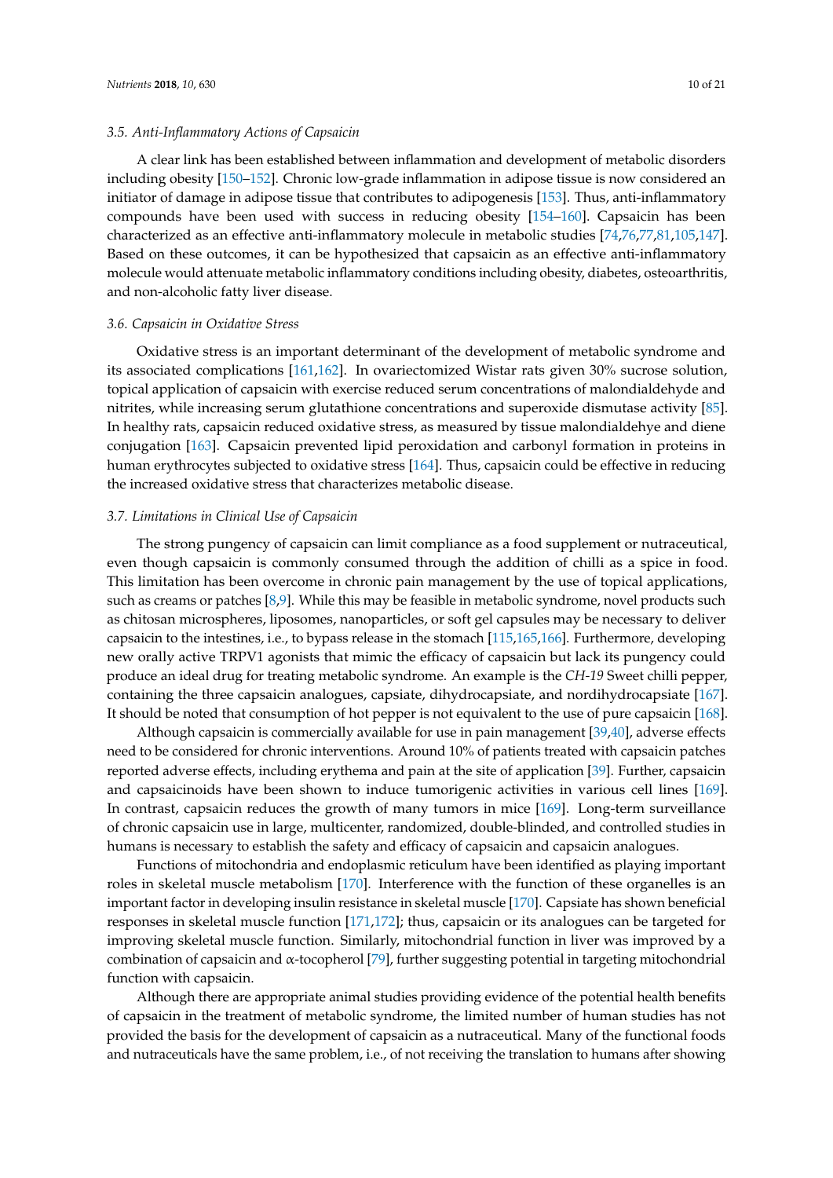### 3.5. Anti-Inflammatory Actions of Capsaicin

A clear link has been established between inflammation and development of metabolic disorders including obesity [150–152]. Chronic low-grade inflammation in adipose tissue is now considered an initiator of damage in adipose tissue that contributes to adipogenesis [153]. Thus, anti-inflammatory compounds have been used with success in reducing obesity [154–160]. Capsaicin has been characterized as an effective anti-inflammatory molecule in metabolic studies [74,76,77,81,105,147]. Based on these outcomes, it can be hypothesized that capsaicin as an effective anti-inflammatory molecule would attenuate metabolic inflammatory conditions including obesity, diabetes, osteoarthritis, and non-alcoholic fatty liver disease.

### 3.6. Capsaicin in Oxidative Stress

Oxidative stress is an important determinant of the development of metabolic syndrome and its associated complications [161,162]. In ovariectomized Wistar rats given 30% sucrose solution, topical application of capsaicin with exercise reduced serum concentrations of malondialdehyde and nitrites, while increasing serum glutathione concentrations and superoxide dismutase activity [85]. In healthy rats, capsaicin reduced oxidative stress, as measured by tissue malondialdehye and diene conjugation [163]. Capsaicin prevented lipid peroxidation and carbonyl formation in proteins in human erythrocytes subjected to oxidative stress [164]. Thus, capsaicin could be effective in reducing the increased oxidative stress that characterizes metabolic disease.

### 3.7. Limitations in Clinical Use of Capsaicin

The strong pungency of capsaicin can limit compliance as a food supplement or nutraceutical, even though capsaicin is commonly consumed through the addition of chilli as a spice in food. This limitation has been overcome in chronic pain management by the use of topical applications, such as creams or patches [8,9]. While this may be feasible in metabolic syndrome, novel products such as chitosan microspheres, liposomes, nanoparticles, or soft gel capsules may be necessary to deliver capsaicin to the intestines, i.e., to bypass release in the stomach [115,165,166]. Furthermore, developing new orally active TRPV1 agonists that mimic the efficacy of capsaicin but lack its pungency could produce an ideal drug for treating metabolic syndrome. An example is the *CH-19* Sweet chilli pepper, containing the three capsaicin analogues, capsiate, dihydrocapsiate, and nordihydrocapsiate [167]. It should be noted that consumption of hot pepper is not equivalent to the use of pure capsaicin [168].

Although capsaicin is commercially available for use in pain management [39,40], adverse effects need to be considered for chronic interventions. Around 10% of patients treated with capsaicin patches reported adverse effects, including erythema and pain at the site of application [39]. Further, capsaicin and capsaicinoids have been shown to induce tumorigenic activities in various cell lines [169]. In contrast, capsaicin reduces the growth of many tumors in mice [169]. Long-term surveillance of chronic capsaicin use in large, multicenter, randomized, double-blinded, and controlled studies in humans is necessary to establish the safety and efficacy of capsaicin and capsaicin analogues.

Functions of mitochondria and endoplasmic reticulum have been identified as playing important roles in skeletal muscle metabolism [170]. Interference with the function of these organelles is an important factor in developing insulin resistance in skeletal muscle [170]. Capsiate has shown beneficial responses in skeletal muscle function [171,172]; thus, capsaicin or its analogues can be targeted for improving skeletal muscle function. Similarly, mitochondrial function in liver was improved by a combination of capsaicin and α-tocopherol [79], further suggesting potential in targeting mitochondrial function with capsaicin.

Although there are appropriate animal studies providing evidence of the potential health benefits of capsaicin in the treatment of metabolic syndrome, the limited number of human studies has not provided the basis for the development of capsaicin as a nutraceutical. Many of the functional foods and nutraceuticals have the same problem, i.e., of not receiving the translation to humans after showing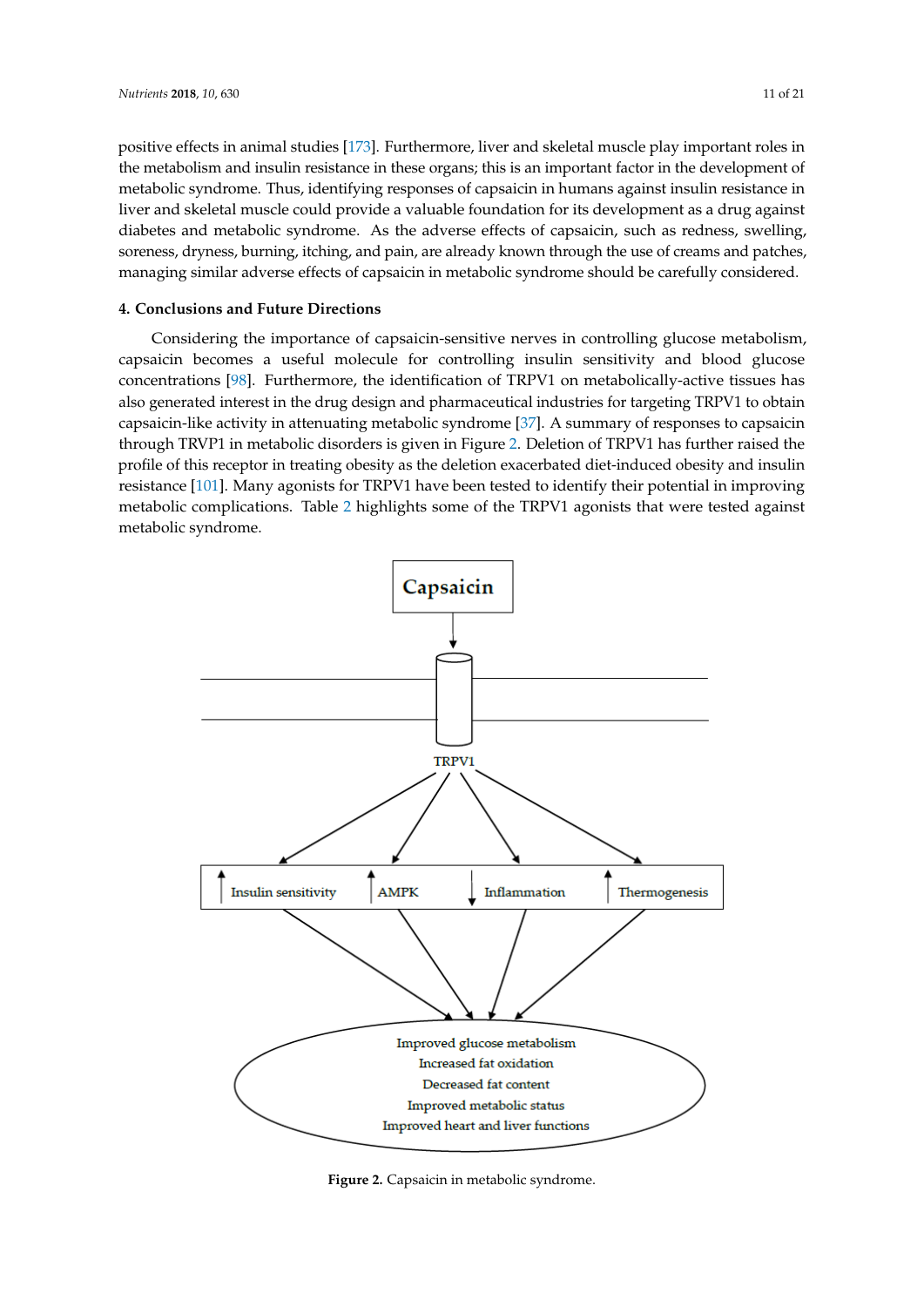positive effects in animal studies [173]. Furthermore, liver and skeletal muscle play important roles in the metabolism and insulin resistance in these organs; this is an important factor in the development of metabolic syndrome. Thus, identifying responses of capsaicin in humans against insulin resistance in liver and skeletal muscle could provide a valuable foundation for its development as a drug against diabetes and metabolic syndrome. As the adverse effects of capsaicin, such as redness, swelling, soreness, dryness, burning, itching, and pain, are already known through the use of creams and patches, managing similar adverse effects of capsaicin in metabolic syndrome should be carefully considered.

## 4. Conclusions and Future Directions

Considering the importance of capsaicin-sensitive nerves in controlling glucose metabolism, capsaicin becomes a useful molecule for controlling insulin sensitivity and blood glucose concentrations [98]. Furthermore, the identification of TRPV1 on metabolically-active tissues has also generated interest in the drug design and pharmaceutical industries for targeting TRPV1 to obtain capsaicin-like activity in attenuating metabolic syndrome [37]. A summary of responses to capsaicin through TRVP1 in metabolic disorders is given in Figure 2. Deletion of TRPV1 has further raised the profile of this receptor in treating obesity as the deletion exacerbated diet-induced obesity and insulin resistance [101]. Many agonists for TRPV1 have been tested to identify their potential in improving metabolic complications. Table 2 highlights some of the TRPV1 agonists that were tested against metabolic syndrome.

Capsaicin

TRPV1

↑ Insulin sensitivity ↑ AMPK ↓ Inflammation ↑ Thermogenesis

Improved glucose metabolism
Increased fat oxidation
Decreased fat content
Improved metabolic status
Improved heart and liver functions

**Figure 2.** Capsaicin in metabolic syndrome.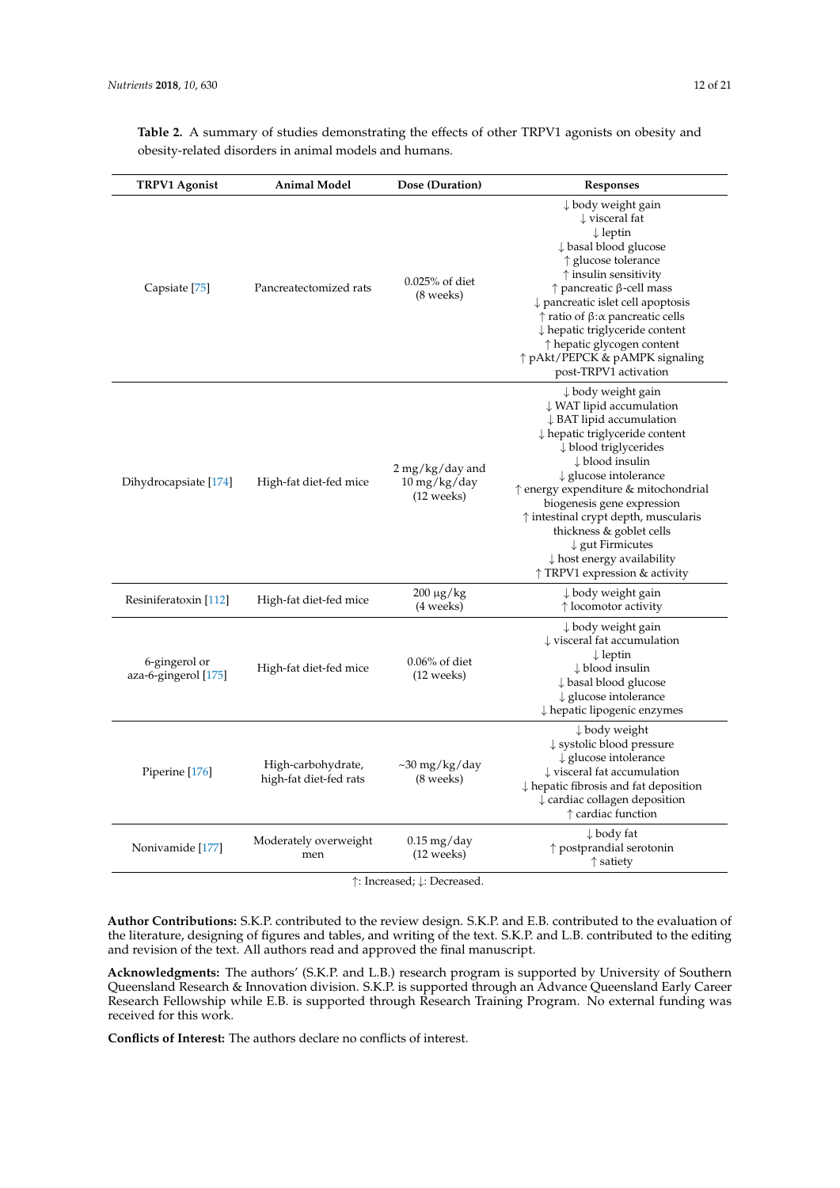**Table 2.** A summary of studies demonstrating the effects of other TRPV1 agonists on obesity and obesity-related disorders in animal models and humans.

| TRPV1 Agonist | Animal Model | Dose (Duration) | Responses |
|---|---|---|---|
| Capsiate [75] | Pancreatectomized rats | 0.025% of diet (8 weeks) | ↓ body weight gain<br>↓ visceral fat<br>↓ leptin<br>↓ basal blood glucose<br>↑ glucose tolerance<br>↑ insulin sensitivity<br>↑ pancreatic β-cell mass<br>↓ pancreatic islet cell apoptosis<br>↑ ratio of β:α pancreatic cells<br>↓ hepatic triglyceride content<br>↑ hepatic glycogen content<br>↑ pAkt/PEPCK & pAMPK signaling post-TRPV1 activation |
| Dihydrocapsiate [174] | High-fat diet-fed mice | 2 mg/kg/day and 10 mg/kg/day (12 weeks) | ↓ body weight gain<br>↓ WAT lipid accumulation<br>↓ BAT lipid accumulation<br>↓ hepatic triglyceride content<br>↓ blood triglycerides<br>↓ blood insulin<br>↓ glucose intolerance<br>↑ energy expenditure & mitochondrial biogenesis gene expression<br>↑ intestinal crypt depth, muscularis thickness & goblet cells<br>↓ gut Firmicutes<br>↓ host energy availability<br>↑ TRPV1 expression & activity |
| Resiniferatoxin [112] | High-fat diet-fed mice | 200 μg/kg (4 weeks) | ↓ body weight gain<br>↑ locomotor activity |
| 6-gingerol or aza-6-gingerol [175] | High-fat diet-fed mice | 0.06% of diet (12 weeks) | ↓ body weight gain<br>↓ visceral fat accumulation<br>↓ leptin<br>↓ blood insulin<br>↓ basal blood glucose<br>↓ glucose intolerance<br>↓ hepatic lipogenic enzymes |
| Piperine [176] | High-carbohydrate, high-fat diet-fed rats | ~30 mg/kg/day (8 weeks) | ↓ body weight<br>↓ systolic blood pressure<br>↓ glucose intolerance<br>↓ visceral fat accumulation<br>↓ hepatic fibrosis and fat deposition<br>↓ cardiac collagen deposition<br>↑ cardiac function |
| Nonivamide [177] | Moderately overweight men | 0.15 mg/day (12 weeks) | ↓ body fat<br>↑ postprandial serotonin<br>↑ satiety |

↑: Increased; ↓: Decreased.

**Author Contributions:** S.K.P. contributed to the review design. S.K.P. and E.B. contributed to the evaluation of the literature, designing of figures and tables, and writing of the text. S.K.P. and L.B. contributed to the editing and revision of the text. All authors read and approved the final manuscript.

**Acknowledgments:** The authors' (S.K.P. and L.B.) research program is supported by University of Southern Queensland Research & Innovation division. S.K.P. is supported through an Advance Queensland Early Career Research Fellowship while E.B. is supported through Research Training Program. No external funding was received for this work.

**Conflicts of Interest:** The authors declare no conflicts of interest.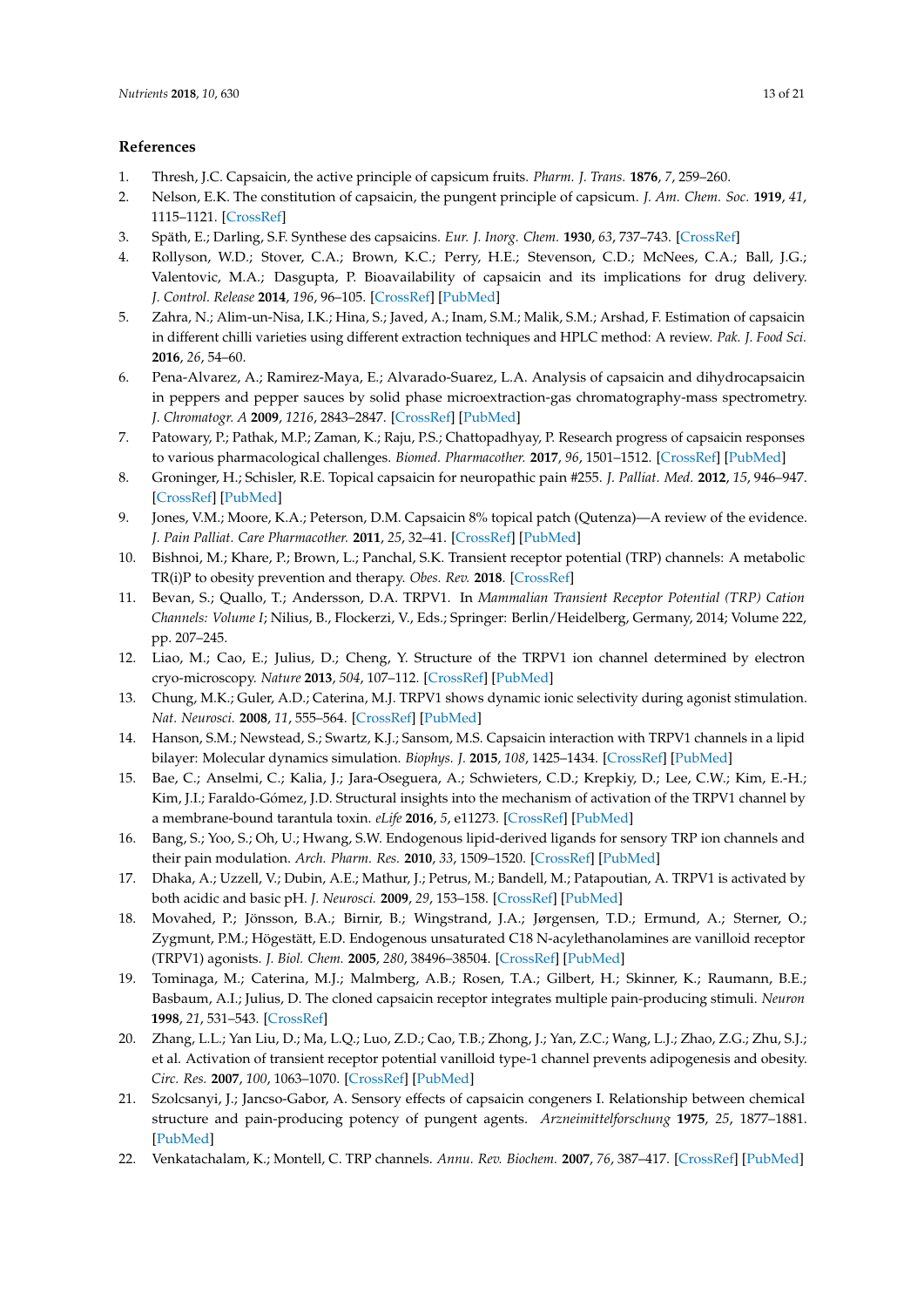## References

1. Thresh, J.C. Capsaicin, the active principle of capsicum fruits. *Pharm. J. Trans.* **1876**, *7*, 259–260.
2. Nelson, E.K. The constitution of capsaicin, the pungent principle of capsicum. *J. Am. Chem. Soc.* **1919**, *41*, 1115–1121. [CrossRef]
3. Späth, E.; Darling, S.F. Synthese des capsaicins. *Eur. J. Inorg. Chem.* **1930**, *63*, 737–743. [CrossRef]
4. Rollyson, W.D.; Stover, C.A.; Brown, K.C.; Perry, H.E.; Stevenson, C.D.; McNees, C.A.; Ball, J.G.; Valentovic, M.A.; Dasgupta, P. Bioavailability of capsaicin and its implications for drug delivery. *J. Control. Release* **2014**, *196*, 96–105. [CrossRef] [PubMed]
5. Zahra, N.; Alim-un-Nisa, I.K.; Hina, S.; Javed, A.; Inam, S.M.; Malik, S.M.; Arshad, F. Estimation of capsaicin in different chilli varieties using different extraction techniques and HPLC method: A review. *Pak. J. Food Sci.* **2016**, *26*, 54–60.
6. Pena-Alvarez, A.; Ramirez-Maya, E.; Alvarado-Suarez, L.A. Analysis of capsaicin and dihydrocapsaicin in peppers and pepper sauces by solid phase microextraction-gas chromatography-mass spectrometry. *J. Chromatogr. A* **2009**, *1216*, 2843–2847. [CrossRef] [PubMed]
7. Patowary, P.; Pathak, M.P.; Zaman, K.; Raju, P.S.; Chattopadhyay, P. Research progress of capsaicin responses to various pharmacological challenges. *Biomed. Pharmacother.* **2017**, *96*, 1501–1512. [CrossRef] [PubMed]
8. Groninger, H.; Schisler, R.E. Topical capsaicin for neuropathic pain #255. *J. Palliat. Med.* **2012**, *15*, 946–947. [CrossRef] [PubMed]
9. Jones, V.M.; Moore, K.A.; Peterson, D.M. Capsaicin 8% topical patch (Qutenza)—A review of the evidence. *J. Pain Palliat. Care Pharmacother.* **2011**, *25*, 32–41. [CrossRef] [PubMed]
10. Bishnoi, M.; Khare, P.; Brown, L.; Panchal, S.K. Transient receptor potential (TRP) channels: A metabolic TR(i)P to obesity prevention and therapy. *Obes. Rev.* **2018**. [CrossRef]
11. Bevan, S.; Quallo, T.; Andersson, D.A. TRPV1. In *Mammalian Transient Receptor Potential (TRP) Cation Channels: Volume I*; Nilius, B., Flockerzi, V., Eds.; Springer: Berlin/Heidelberg, Germany, 2014; Volume 222, pp. 207–245.
12. Liao, M.; Cao, E.; Julius, D.; Cheng, Y. Structure of the TRPV1 ion channel determined by electron cryo-microscopy. *Nature* **2013**, *504*, 107–112. [CrossRef] [PubMed]
13. Chung, M.K.; Guler, A.D.; Caterina, M.J. TRPV1 shows dynamic ionic selectivity during agonist stimulation. *Nat. Neurosci.* **2008**, *11*, 555–564. [CrossRef] [PubMed]
14. Hanson, S.M.; Newstead, S.; Swartz, K.J.; Sansom, M.S. Capsaicin interaction with TRPV1 channels in a lipid bilayer: Molecular dynamics simulation. *Biophys. J.* **2015**, *108*, 1425–1434. [CrossRef] [PubMed]
15. Bae, C.; Anselmi, C.; Kalia, J.; Jara-Oseguera, A.; Schwieters, C.D.; Krepkiy, D.; Lee, C.W.; Kim, E.-H.; Kim, J.I.; Faraldo-Gómez, J.D. Structural insights into the mechanism of activation of the TRPV1 channel by a membrane-bound tarantula toxin. *eLife* **2016**, *5*, e11273. [CrossRef] [PubMed]
16. Bang, S.; Yoo, S.; Oh, U.; Hwang, S.W. Endogenous lipid-derived ligands for sensory TRP ion channels and their pain modulation. *Arch. Pharm. Res.* **2010**, *33*, 1509–1520. [CrossRef] [PubMed]
17. Dhaka, A.; Uzzell, V.; Dubin, A.E.; Mathur, J.; Petrus, M.; Bandell, M.; Patapoutian, A. TRPV1 is activated by both acidic and basic pH. *J. Neurosci.* **2009**, *29*, 153–158. [CrossRef] [PubMed]
18. Movahed, P.; Jönsson, B.A.; Birnir, B.; Wingstrand, J.A.; Jørgensen, T.D.; Ermund, A.; Sterner, O.; Zygmunt, P.M.; Högestätt, E.D. Endogenous unsaturated C18 N-acylethanolamines are vanilloid receptor (TRPV1) agonists. *J. Biol. Chem.* **2005**, *280*, 38496–38504. [CrossRef] [PubMed]
19. Tominaga, M.; Caterina, M.J.; Malmberg, A.B.; Rosen, T.A.; Gilbert, H.; Skinner, K.; Raumann, B.E.; Basbaum, A.I.; Julius, D. The cloned capsaicin receptor integrates multiple pain-producing stimuli. *Neuron* **1998**, *21*, 531–543. [CrossRef]
20. Zhang, L.L.; Yan Liu, D.; Ma, L.Q.; Luo, Z.D.; Cao, T.B.; Zhong, J.; Yan, Z.C.; Wang, L.J.; Zhao, Z.G.; Zhu, S.J.; et al. Activation of transient receptor potential vanilloid type-1 channel prevents adipogenesis and obesity. *Circ. Res.* **2007**, *100*, 1063–1070. [CrossRef] [PubMed]
21. Szolcsanyi, J.; Jancso-Gabor, A. Sensory effects of capsaicin congeners I. Relationship between chemical structure and pain-producing potency of pungent agents. *Arzneimittelforschung* **1975**, *25*, 1877–1881. [PubMed]
22. Venkatachalam, K.; Montell, C. TRP channels. *Annu. Rev. Biochem.* **2007**, *76*, 387–417. [CrossRef] [PubMed]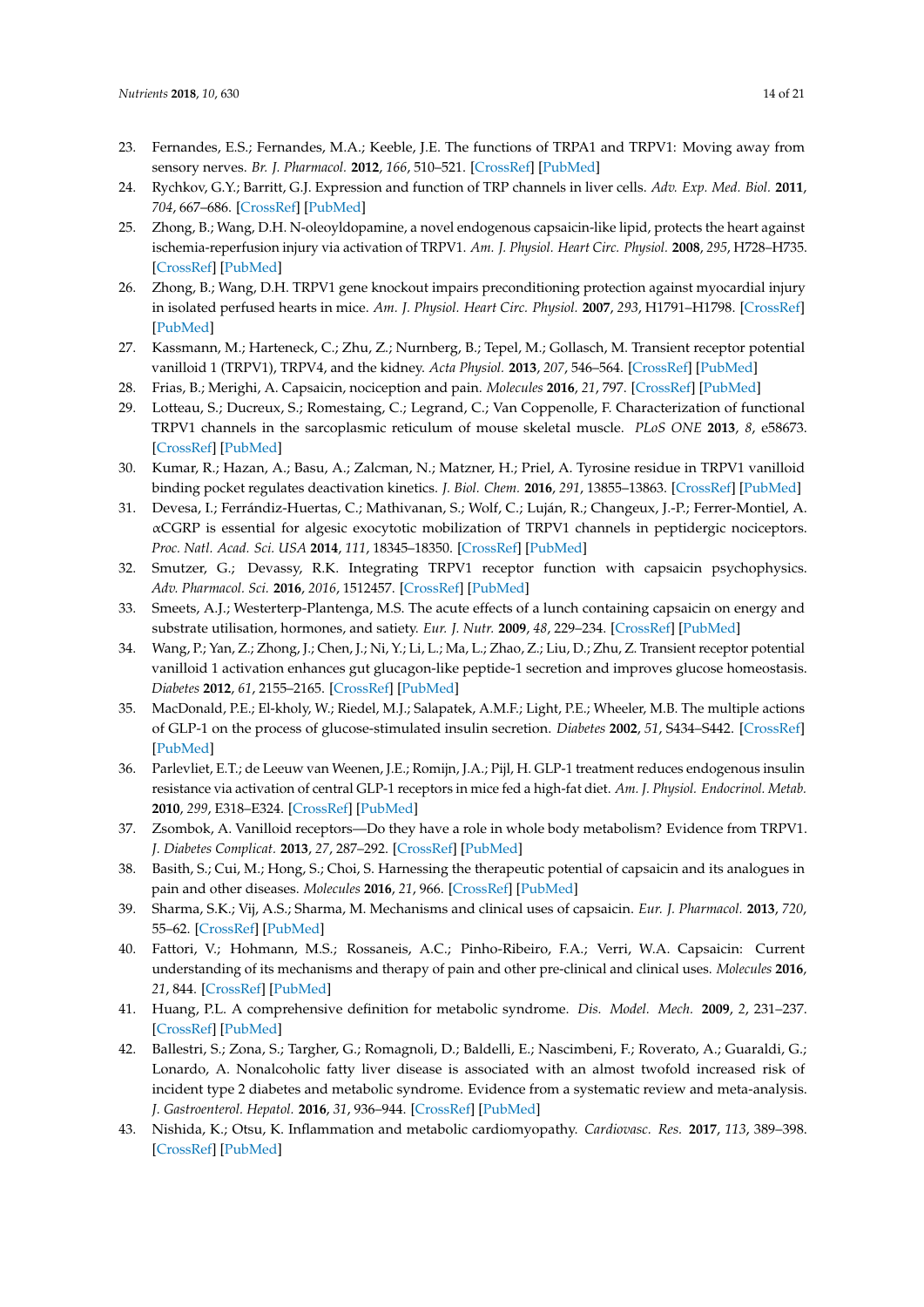23. Fernandes, E.S.; Fernandes, M.A.; Keeble, J.E. The functions of TRPA1 and TRPV1: Moving away from sensory nerves. *Br. J. Pharmacol.* **2012**, *166*, 510–521. [CrossRef] [PubMed]
24. Rychkov, G.Y.; Barritt, G.J. Expression and function of TRP channels in liver cells. *Adv. Exp. Med. Biol.* **2011**, *704*, 667–686. [CrossRef] [PubMed]
25. Zhong, B.; Wang, D.H. N-oleoyldopamine, a novel endogenous capsaicin-like lipid, protects the heart against ischemia-reperfusion injury via activation of TRPV1. *Am. J. Physiol. Heart Circ. Physiol.* **2008**, *295*, H728–H735. [CrossRef] [PubMed]
26. Zhong, B.; Wang, D.H. TRPV1 gene knockout impairs preconditioning protection against myocardial injury in isolated perfused hearts in mice. *Am. J. Physiol. Heart Circ. Physiol.* **2007**, *293*, H1791–H1798. [CrossRef] [PubMed]
27. Kassmann, M.; Harteneck, C.; Zhu, Z.; Nurnberg, B.; Tepel, M.; Gollasch, M. Transient receptor potential vanilloid 1 (TRPV1), TRPV4, and the kidney. *Acta Physiol.* **2013**, *207*, 546–564. [CrossRef] [PubMed]
28. Frias, B.; Merighi, A. Capsaicin, nociception and pain. *Molecules* **2016**, *21*, 797. [CrossRef] [PubMed]
29. Lotteau, S.; Ducreux, S.; Romestaing, C.; Legrand, C.; Van Coppenolle, F. Characterization of functional TRPV1 channels in the sarcoplasmic reticulum of mouse skeletal muscle. *PLoS ONE* **2013**, *8*, e58673. [CrossRef] [PubMed]
30. Kumar, R.; Hazan, A.; Basu, A.; Zalcman, N.; Matzner, H.; Priel, A. Tyrosine residue in TRPV1 vanilloid binding pocket regulates deactivation kinetics. *J. Biol. Chem.* **2016**, *291*, 13855–13863. [CrossRef] [PubMed]
31. Devesa, I.; Ferrándiz-Huertas, C.; Mathivanan, S.; Wolf, C.; Luján, R.; Changeux, J.-P.; Ferrer-Montiel, A. αCGRP is essential for algesic exocytotic mobilization of TRPV1 channels in peptidergic nociceptors. *Proc. Natl. Acad. Sci. USA* **2014**, *111*, 18345–18350. [CrossRef] [PubMed]
32. Smutzer, G.; Devassy, R.K. Integrating TRPV1 receptor function with capsaicin psychophysics. *Adv. Pharmacol. Sci.* **2016**, *2016*, 1512457. [CrossRef] [PubMed]
33. Smeets, A.J.; Westerterp-Plantenga, M.S. The acute effects of a lunch containing capsaicin on energy and substrate utilisation, hormones, and satiety. *Eur. J. Nutr.* **2009**, *48*, 229–234. [CrossRef] [PubMed]
34. Wang, P.; Yan, Z.; Zhong, J.; Chen, J.; Ni, Y.; Li, L.; Ma, L.; Zhao, Z.; Liu, D.; Zhu, Z. Transient receptor potential vanilloid 1 activation enhances gut glucagon-like peptide-1 secretion and improves glucose homeostasis. *Diabetes* **2012**, *61*, 2155–2165. [CrossRef] [PubMed]
35. MacDonald, P.E.; El-kholy, W.; Riedel, M.J.; Salapatek, A.M.F.; Light, P.E.; Wheeler, M.B. The multiple actions of GLP-1 on the process of glucose-stimulated insulin secretion. *Diabetes* **2002**, *51*, S434–S442. [CrossRef] [PubMed]
36. Parlevliet, E.T.; de Leeuw van Weenen, J.E.; Romijn, J.A.; Pijl, H. GLP-1 treatment reduces endogenous insulin resistance via activation of central GLP-1 receptors in mice fed a high-fat diet. *Am. J. Physiol. Endocrinol. Metab.* **2010**, *299*, E318–E324. [CrossRef] [PubMed]
37. Zsombok, A. Vanilloid receptors—Do they have a role in whole body metabolism? Evidence from TRPV1. *J. Diabetes Complicat.* **2013**, *27*, 287–292. [CrossRef] [PubMed]
38. Basith, S.; Cui, M.; Hong, S.; Choi, S. Harnessing the therapeutic potential of capsaicin and its analogues in pain and other diseases. *Molecules* **2016**, *21*, 966. [CrossRef] [PubMed]
39. Sharma, S.K.; Vij, A.S.; Sharma, M. Mechanisms and clinical uses of capsaicin. *Eur. J. Pharmacol.* **2013**, *720*, 55–62. [CrossRef] [PubMed]
40. Fattori, V.; Hohmann, M.S.; Rossaneis, A.C.; Pinho-Ribeiro, F.A.; Verri, W.A. Capsaicin: Current understanding of its mechanisms and therapy of pain and other pre-clinical and clinical uses. *Molecules* **2016**, *21*, 844. [CrossRef] [PubMed]
41. Huang, P.L. A comprehensive definition for metabolic syndrome. *Dis. Model. Mech.* **2009**, *2*, 231–237. [CrossRef] [PubMed]
42. Ballestri, S.; Zona, S.; Targher, G.; Romagnoli, D.; Baldelli, E.; Nascimbeni, F.; Roverato, A.; Guaraldi, G.; Lonardo, A. Nonalcoholic fatty liver disease is associated with an almost twofold increased risk of incident type 2 diabetes and metabolic syndrome. Evidence from a systematic review and meta-analysis. *J. Gastroenterol. Hepatol.* **2016**, *31*, 936–944. [CrossRef] [PubMed]
43. Nishida, K.; Otsu, K. Inflammation and metabolic cardiomyopathy. *Cardiovasc. Res.* **2017**, *113*, 389–398. [CrossRef] [PubMed]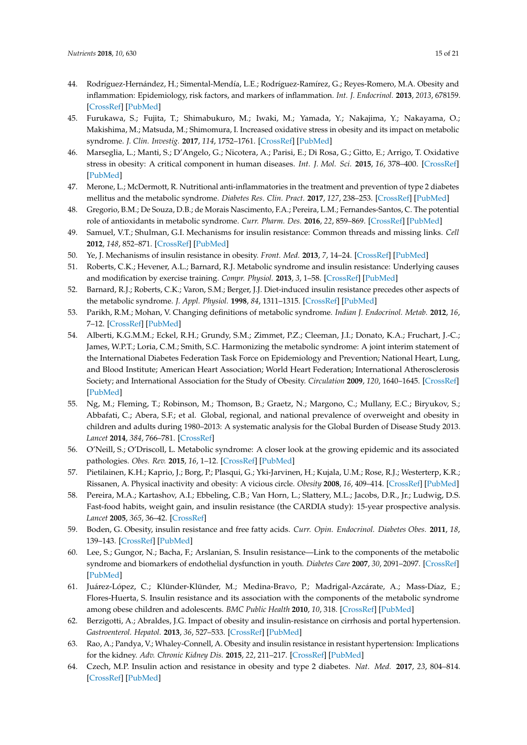44. Rodríguez-Hernández, H.; Simental-Mendía, L.E.; Rodríguez-Ramírez, G.; Reyes-Romero, M.A. Obesity and inflammation: Epidemiology, risk factors, and markers of inflammation. *Int. J. Endocrinol.* **2013**, *2013*, 678159. [CrossRef] [PubMed]
45. Furukawa, S.; Fujita, T.; Shimabukuro, M.; Iwaki, M.; Yamada, Y.; Nakajima, Y.; Nakayama, O.; Makishima, M.; Matsuda, M.; Shimomura, I. Increased oxidative stress in obesity and its impact on metabolic syndrome. *J. Clin. Investig.* **2017**, *114*, 1752–1761. [CrossRef] [PubMed]
46. Marseglia, L.; Manti, S.; D'Angelo, G.; Nicotera, A.; Parisi, E.; Di Rosa, G.; Gitto, E.; Arrigo, T. Oxidative stress in obesity: A critical component in human diseases. *Int. J. Mol. Sci.* **2015**, *16*, 378–400. [CrossRef] [PubMed]
47. Merone, L.; McDermott, R. Nutritional anti-inflammatories in the treatment and prevention of type 2 diabetes mellitus and the metabolic syndrome. *Diabetes Res. Clin. Pract.* **2017**, *127*, 238–253. [CrossRef] [PubMed]
48. Gregorio, B.M.; De Souza, D.B.; de Morais Nascimento, F.A.; Pereira, L.M.; Fernandes-Santos, C. The potential role of antioxidants in metabolic syndrome. *Curr. Pharm. Des.* **2016**, *22*, 859–869. [CrossRef] [PubMed]
49. Samuel, V.T.; Shulman, G.I. Mechanisms for insulin resistance: Common threads and missing links. *Cell* **2012**, *148*, 852–871. [CrossRef] [PubMed]
50. Ye, J. Mechanisms of insulin resistance in obesity. *Front. Med.* **2013**, *7*, 14–24. [CrossRef] [PubMed]
51. Roberts, C.K.; Hevener, A.L.; Barnard, R.J. Metabolic syndrome and insulin resistance: Underlying causes and modification by exercise training. *Compr. Physiol.* **2013**, *3*, 1–58. [CrossRef] [PubMed]
52. Barnard, R.J.; Roberts, C.K.; Varon, S.M.; Berger, J.J. Diet-induced insulin resistance precedes other aspects of the metabolic syndrome. *J. Appl. Physiol.* **1998**, *84*, 1311–1315. [CrossRef] [PubMed]
53. Parikh, R.M.; Mohan, V. Changing definitions of metabolic syndrome. *Indian J. Endocrinol. Metab.* **2012**, *16*, 7–12. [CrossRef] [PubMed]
54. Alberti, K.G.M.M.; Eckel, R.H.; Grundy, S.M.; Zimmet, P.Z.; Cleeman, J.I.; Donato, K.A.; Fruchart, J.-C.; James, W.P.T.; Loria, C.M.; Smith, S.C. Harmonizing the metabolic syndrome: A joint interim statement of the International Diabetes Federation Task Force on Epidemiology and Prevention; National Heart, Lung, and Blood Institute; American Heart Association; World Heart Federation; International Atherosclerosis Society; and International Association for the Study of Obesity. *Circulation* **2009**, *120*, 1640–1645. [CrossRef] [PubMed]
55. Ng, M.; Fleming, T.; Robinson, M.; Thomson, B.; Graetz, N.; Margono, C.; Mullany, E.C.; Biryukov, S.; Abbafati, C.; Abera, S.F.; et al. Global, regional, and national prevalence of overweight and obesity in children and adults during 1980–2013: A systematic analysis for the Global Burden of Disease Study 2013. *Lancet* **2014**, *384*, 766–781. [CrossRef]
56. O'Neill, S.; O'Driscoll, L. Metabolic syndrome: A closer look at the growing epidemic and its associated pathologies. *Obes. Rev.* **2015**, *16*, 1–12. [CrossRef] [PubMed]
57. Pietilainen, K.H.; Kaprio, J.; Borg, P.; Plasqui, G.; Yki-Jarvinen, H.; Kujala, U.M.; Rose, R.J.; Westerterp, K.R.; Rissanen, A. Physical inactivity and obesity: A vicious circle. *Obesity* **2008**, *16*, 409–414. [CrossRef] [PubMed]
58. Pereira, M.A.; Kartashov, A.I.; Ebbeling, C.B.; Van Horn, L.; Slattery, M.L.; Jacobs, D.R., Jr.; Ludwig, D.S. Fast-food habits, weight gain, and insulin resistance (the CARDIA study): 15-year prospective analysis. *Lancet* **2005**, *365*, 36–42. [CrossRef]
59. Boden, G. Obesity, insulin resistance and free fatty acids. *Curr. Opin. Endocrinol. Diabetes Obes.* **2011**, *18*, 139–143. [CrossRef] [PubMed]
60. Lee, S.; Gungor, N.; Bacha, F.; Arslanian, S. Insulin resistance—Link to the components of the metabolic syndrome and biomarkers of endothelial dysfunction in youth. *Diabetes Care* **2007**, *30*, 2091–2097. [CrossRef] [PubMed]
61. Juárez-López, C.; Klünder-Klünder, M.; Medina-Bravo, P.; Madrigal-Azcárate, A.; Mass-Díaz, E.; Flores-Huerta, S. Insulin resistance and its association with the components of the metabolic syndrome among obese children and adolescents. *BMC Public Health* **2010**, *10*, 318. [CrossRef] [PubMed]
62. Berzigotti, A.; Abraldes, J.G. Impact of obesity and insulin-resistance on cirrhosis and portal hypertension. *Gastroenterol. Hepatol.* **2013**, *36*, 527–533. [CrossRef] [PubMed]
63. Rao, A.; Pandya, V.; Whaley-Connell, A. Obesity and insulin resistance in resistant hypertension: Implications for the kidney. *Adv. Chronic Kidney Dis.* **2015**, *22*, 211–217. [CrossRef] [PubMed]
64. Czech, M.P. Insulin action and resistance in obesity and type 2 diabetes. *Nat. Med.* **2017**, *23*, 804–814. [CrossRef] [PubMed]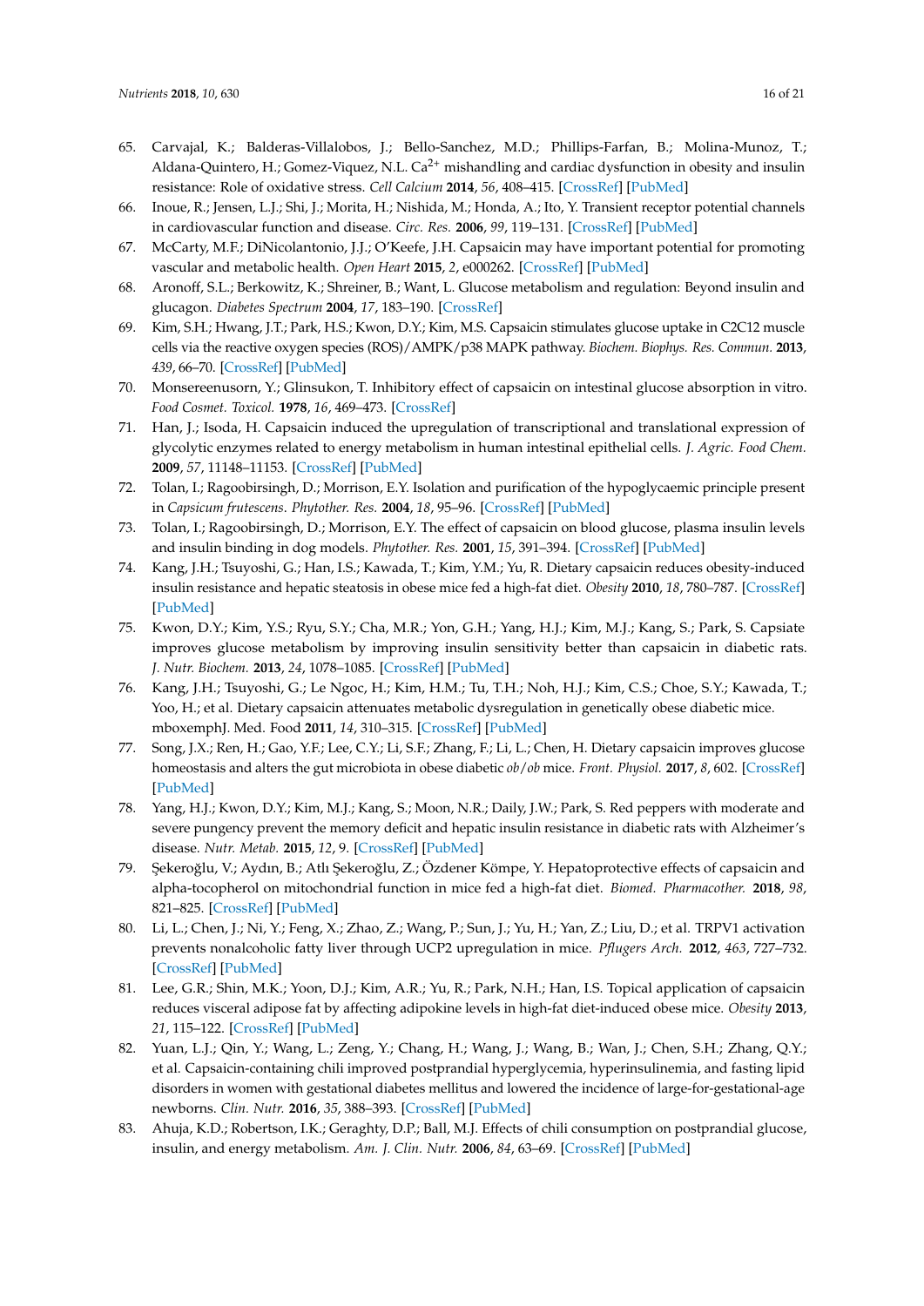65. Carvajal, K.; Balderas-Villalobos, J.; Bello-Sanchez, M.D.; Phillips-Farfan, B.; Molina-Munoz, T.; Aldana-Quintero, H.; Gomez-Viquez, N.L. $Ca^{2+}$ mishandling and cardiac dysfunction in obesity and insulin resistance: Role of oxidative stress. *Cell Calcium* **2014**, *56*, 408–415. [CrossRef] [PubMed]
66. Inoue, R.; Jensen, L.J.; Shi, J.; Morita, H.; Nishida, M.; Honda, A.; Ito, Y. Transient receptor potential channels in cardiovascular function and disease. *Circ. Res.* **2006**, *99*, 119–131. [CrossRef] [PubMed]
67. McCarty, M.F.; DiNicolantonio, J.J.; O'Keefe, J.H. Capsaicin may have important potential for promoting vascular and metabolic health. *Open Heart* **2015**, *2*, e000262. [CrossRef] [PubMed]
68. Aronoff, S.L.; Berkowitz, K.; Shreiner, B.; Want, L. Glucose metabolism and regulation: Beyond insulin and glucagon. *Diabetes Spectrum* **2004**, *17*, 183–190. [CrossRef]
69. Kim, S.H.; Hwang, J.T.; Park, H.S.; Kwon, D.Y.; Kim, M.S. Capsaicin stimulates glucose uptake in C2C12 muscle cells via the reactive oxygen species (ROS)/AMPK/p38 MAPK pathway. *Biochem. Biophys. Res. Commun.* **2013**, *439*, 66–70. [CrossRef] [PubMed]
70. Monsereenusorn, Y.; Glinsukon, T. Inhibitory effect of capsaicin on intestinal glucose absorption in vitro. *Food Cosmet. Toxicol.* **1978**, *16*, 469–473. [CrossRef]
71. Han, J.; Isoda, H. Capsaicin induced the upregulation of transcriptional and translational expression of glycolytic enzymes related to energy metabolism in human intestinal epithelial cells. *J. Agric. Food Chem.* **2009**, *57*, 11148–11153. [CrossRef] [PubMed]
72. Tolan, I.; Ragoobirsingh, D.; Morrison, E.Y. Isolation and purification of the hypoglycaemic principle present in *Capsicum frutescens*. *Phytother. Res.* **2004**, *18*, 95–96. [CrossRef] [PubMed]
73. Tolan, I.; Ragoobirsingh, D.; Morrison, E.Y. The effect of capsaicin on blood glucose, plasma insulin levels and insulin binding in dog models. *Phytother. Res.* **2001**, *15*, 391–394. [CrossRef] [PubMed]
74. Kang, J.H.; Tsuyoshi, G.; Han, I.S.; Kawada, T.; Kim, Y.M.; Yu, R. Dietary capsaicin reduces obesity-induced insulin resistance and hepatic steatosis in obese mice fed a high-fat diet. *Obesity* **2010**, *18*, 780–787. [CrossRef] [PubMed]
75. Kwon, D.Y.; Kim, Y.S.; Ryu, S.Y.; Cha, M.R.; Yon, G.H.; Yang, H.J.; Kim, M.J.; Kang, S.; Park, S. Capsiate improves glucose metabolism by improving insulin sensitivity better than capsaicin in diabetic rats. *J. Nutr. Biochem.* **2013**, *24*, 1078–1085. [CrossRef] [PubMed]
76. Kang, J.H.; Tsuyoshi, G.; Le Ngoc, H.; Kim, H.M.; Tu, T.H.; Noh, H.J.; Kim, C.S.; Choe, S.Y.; Kawada, T.; Yoo, H.; et al. Dietary capsaicin attenuates metabolic dysregulation in genetically obese diabetic mice. mboxemphJ. Med. Food **2011**, *14*, 310–315. [CrossRef] [PubMed]
77. Song, J.X.; Ren, H.; Gao, Y.F.; Lee, C.Y.; Li, S.F.; Zhang, F.; Li, L.; Chen, H. Dietary capsaicin improves glucose homeostasis and alters the gut microbiota in obese diabetic *ob/ob* mice. *Front. Physiol.* **2017**, *8*, 602. [CrossRef] [PubMed]
78. Yang, H.J.; Kwon, D.Y.; Kim, M.J.; Kang, S.; Moon, N.R.; Daily, J.W.; Park, S. Red peppers with moderate and severe pungency prevent the memory deficit and hepatic insulin resistance in diabetic rats with Alzheimer's disease. *Nutr. Metab.* **2015**, *12*, 9. [CrossRef] [PubMed]
79. Şekeroğlu, V.; Aydın, B.; Atlı Şekeroğlu, Z.; Özdener Kömpe, Y. Hepatoprotective effects of capsaicin and alpha-tocopherol on mitochondrial function in mice fed a high-fat diet. *Biomed. Pharmacother.* **2018**, *98*, 821–825. [CrossRef] [PubMed]
80. Li, L.; Chen, J.; Ni, Y.; Feng, X.; Zhao, Z.; Wang, P.; Sun, J.; Yu, H.; Yan, Z.; Liu, D.; et al. TRPV1 activation prevents nonalcoholic fatty liver through UCP2 upregulation in mice. *Pflugers Arch.* **2012**, *463*, 727–732. [CrossRef] [PubMed]
81. Lee, G.R.; Shin, M.K.; Yoon, D.J.; Kim, A.R.; Yu, R.; Park, N.H.; Han, I.S. Topical application of capsaicin reduces visceral adipose fat by affecting adipokine levels in high-fat diet-induced obese mice. *Obesity* **2013**, *21*, 115–122. [CrossRef] [PubMed]
82. Yuan, L.J.; Qin, Y.; Wang, L.; Zeng, Y.; Chang, H.; Wang, J.; Wang, B.; Wan, J.; Chen, S.H.; Zhang, Q.Y.; et al. Capsaicin-containing chili improved postprandial hyperglycemia, hyperinsulinemia, and fasting lipid disorders in women with gestational diabetes mellitus and lowered the incidence of large-for-gestational-age newborns. *Clin. Nutr.* **2016**, *35*, 388–393. [CrossRef] [PubMed]
83. Ahuja, K.D.; Robertson, I.K.; Geraghty, D.P.; Ball, M.J. Effects of chili consumption on postprandial glucose, insulin, and energy metabolism. *Am. J. Clin. Nutr.* **2006**, *84*, 63–69. [CrossRef] [PubMed]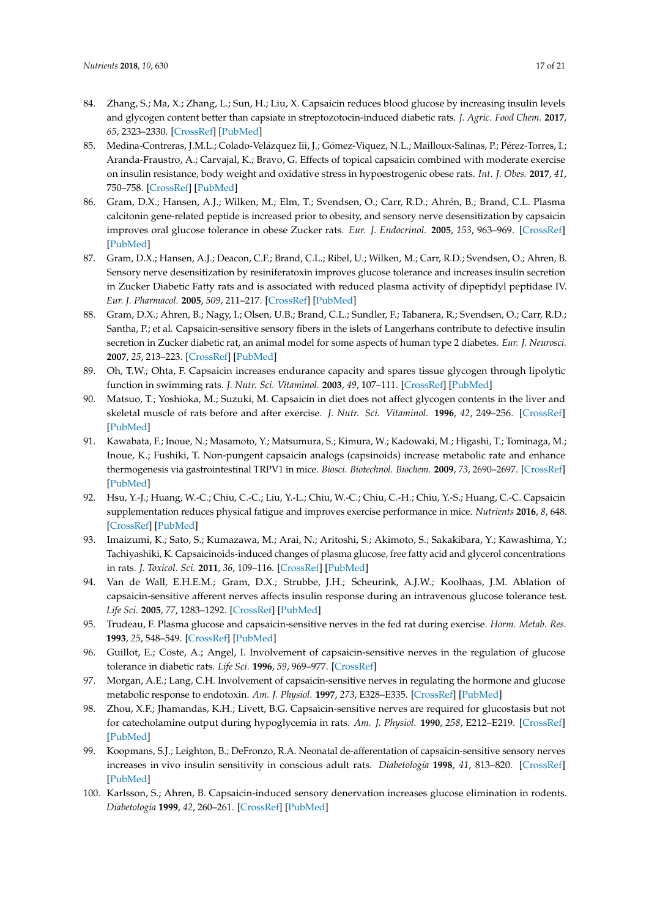84. Zhang, S.; Ma, X.; Zhang, L.; Sun, H.; Liu, X. Capsaicin reduces blood glucose by increasing insulin levels and glycogen content better than capsiate in streptozotocin-induced diabetic rats. *J. Agric. Food Chem.* **2017**, *65*, 2323–2330. [CrossRef] [PubMed]
85. Medina-Contreras, J.M.L.; Colado-Velázquez Iii, J.; Gómez-Viquez, N.L.; Mailloux-Salinas, P.; Pérez-Torres, I.; Aranda-Fraustro, A.; Carvajal, K.; Bravo, G. Effects of topical capsaicin combined with moderate exercise on insulin resistance, body weight and oxidative stress in hypoestrogenic obese rats. *Int. J. Obes.* **2017**, *41*, 750–758. [CrossRef] [PubMed]
86. Gram, D.X.; Hansen, A.J.; Wilken, M.; Elm, T.; Svendsen, O.; Carr, R.D.; Ahrén, B.; Brand, C.L. Plasma calcitonin gene-related peptide is increased prior to obesity, and sensory nerve desensitization by capsaicin improves oral glucose tolerance in obese Zucker rats. *Eur. J. Endocrinol.* **2005**, *153*, 963–969. [CrossRef] [PubMed]
87. Gram, D.X.; Hansen, A.J.; Deacon, C.F.; Brand, C.L.; Ribel, U.; Wilken, M.; Carr, R.D.; Svendsen, O.; Ahren, B. Sensory nerve desensitization by resiniferatoxin improves glucose tolerance and increases insulin secretion in Zucker Diabetic Fatty rats and is associated with reduced plasma activity of dipeptidyl peptidase IV. *Eur. J. Pharmacol.* **2005**, *509*, 211–217. [CrossRef] [PubMed]
88. Gram, D.X.; Ahren, B.; Nagy, I.; Olsen, U.B.; Brand, C.L.; Sundler, F.; Tabanera, R.; Svendsen, O.; Carr, R.D.; Santha, P.; et al. Capsaicin-sensitive sensory fibers in the islets of Langerhans contribute to defective insulin secretion in Zucker diabetic rat, an animal model for some aspects of human type 2 diabetes. *Eur. J. Neurosci.* **2007**, *25*, 213–223. [CrossRef] [PubMed]
89. Oh, T.W.; Ohta, F. Capsaicin increases endurance capacity and spares tissue glycogen through lipolytic function in swimming rats. *J. Nutr. Sci. Vitaminol.* **2003**, *49*, 107–111. [CrossRef] [PubMed]
90. Matsuo, T.; Yoshioka, M.; Suzuki, M. Capsaicin in diet does not affect glycogen contents in the liver and skeletal muscle of rats before and after exercise. *J. Nutr. Sci. Vitaminol.* **1996**, *42*, 249–256. [CrossRef] [PubMed]
91. Kawabata, F.; Inoue, N.; Masamoto, Y.; Matsumura, S.; Kimura, W.; Kadowaki, M.; Higashi, T.; Tominaga, M.; Inoue, K.; Fushiki, T. Non-pungent capsaicin analogs (capsinoids) increase metabolic rate and enhance thermogenesis via gastrointestinal TRPV1 in mice. *Biosci. Biotechnol. Biochem.* **2009**, *73*, 2690–2697. [CrossRef] [PubMed]
92. Hsu, Y.-J.; Huang, W.-C.; Chiu, C.-C.; Liu, Y.-L.; Chiu, W.-C.; Chiu, C.-H.; Chiu, Y.-S.; Huang, C.-C. Capsaicin supplementation reduces physical fatigue and improves exercise performance in mice. *Nutrients* **2016**, *8*, 648. [CrossRef] [PubMed]
93. Imaizumi, K.; Sato, S.; Kumazawa, M.; Arai, N.; Aritoshi, S.; Akimoto, S.; Sakakibara, Y.; Kawashima, Y.; Tachiyashiki, K. Capsaicinoids-induced changes of plasma glucose, free fatty acid and glycerol concentrations in rats. *J. Toxicol. Sci.* **2011**, *36*, 109–116. [CrossRef] [PubMed]
94. Van de Wall, E.H.E.M.; Gram, D.X.; Strubbe, J.H.; Scheurink, A.J.W.; Koolhaas, J.M. Ablation of capsaicin-sensitive afferent nerves affects insulin response during an intravenous glucose tolerance test. *Life Sci.* **2005**, *77*, 1283–1292. [CrossRef] [PubMed]
95. Trudeau, F. Plasma glucose and capsaicin-sensitive nerves in the fed rat during exercise. *Horm. Metab. Res.* **1993**, *25*, 548–549. [CrossRef] [PubMed]
96. Guillot, E.; Coste, A.; Angel, I. Involvement of capsaicin-sensitive nerves in the regulation of glucose tolerance in diabetic rats. *Life Sci.* **1996**, *59*, 969–977. [CrossRef]
97. Morgan, A.E.; Lang, C.H. Involvement of capsaicin-sensitive nerves in regulating the hormone and glucose metabolic response to endotoxin. *Am. J. Physiol.* **1997**, *273*, E328–E335. [CrossRef] [PubMed]
98. Zhou, X.F.; Jhamandas, K.H.; Livett, B.G. Capsaicin-sensitive nerves are required for glucostasis but not for catecholamine output during hypoglycemia in rats. *Am. J. Physiol.* **1990**, *258*, E212–E219. [CrossRef] [PubMed]
99. Koopmans, S.J.; Leighton, B.; DeFronzo, R.A. Neonatal de-afferentation of capsaicin-sensitive sensory nerves increases in vivo insulin sensitivity in conscious adult rats. *Diabetologia* **1998**, *41*, 813–820. [CrossRef] [PubMed]
100. Karlsson, S.; Ahren, B. Capsaicin-induced sensory denervation increases glucose elimination in rodents. *Diabetologia* **1999**, *42*, 260–261. [CrossRef] [PubMed]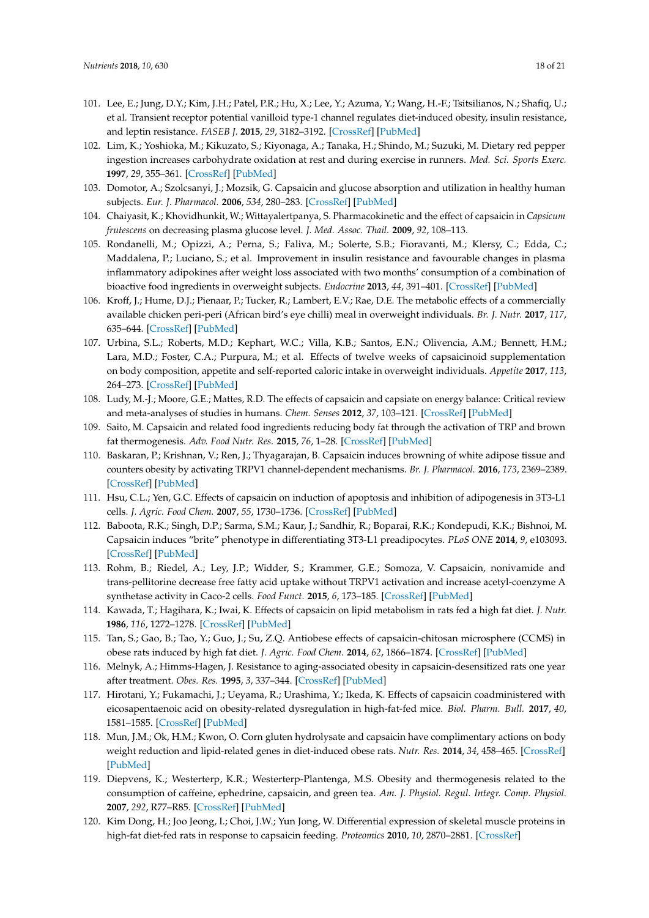101. Lee, E.; Jung, D.Y.; Kim, J.H.; Patel, P.R.; Hu, X.; Lee, Y.; Azuma, Y.; Wang, H.-F.; Tsitsilianos, N.; Shafiq, U.; et al. Transient receptor potential vanilloid type-1 channel regulates diet-induced obesity, insulin resistance, and leptin resistance. *FASEB J.* **2015**, *29*, 3182–3192. [CrossRef] [PubMed]
102. Lim, K.; Yoshioka, M.; Kikuzato, S.; Kiyonaga, A.; Tanaka, H.; Shindo, M.; Suzuki, M. Dietary red pepper ingestion increases carbohydrate oxidation at rest and during exercise in runners. *Med. Sci. Sports Exerc.* **1997**, *29*, 355–361. [CrossRef] [PubMed]
103. Domotor, A.; Szolcsanyi, J.; Mozsik, G. Capsaicin and glucose absorption and utilization in healthy human subjects. *Eur. J. Pharmacol.* **2006**, *534*, 280–283. [CrossRef] [PubMed]
104. Chaiyasit, K.; Khovidhunkit, W.; Wittayalertpanya, S. Pharmacokinetic and the effect of capsaicin in *Capsicum frutescens* on decreasing plasma glucose level. *J. Med. Assoc. Thail.* **2009**, *92*, 108–113.
105. Rondanelli, M.; Opizzi, A.; Perna, S.; Faliva, M.; Solerte, S.B.; Fioravanti, M.; Klersy, C.; Edda, C.; Maddalena, P.; Luciano, S.; et al. Improvement in insulin resistance and favourable changes in plasma inflammatory adipokines after weight loss associated with two months' consumption of a combination of bioactive food ingredients in overweight subjects. *Endocrine* **2013**, *44*, 391–401. [CrossRef] [PubMed]
106. Kroff, J.; Hume, D.J.; Pienaar, P.; Tucker, R.; Lambert, E.V.; Rae, D.E. The metabolic effects of a commercially available chicken peri-peri (African bird's eye chilli) meal in overweight individuals. *Br. J. Nutr.* **2017**, *117*, 635–644. [CrossRef] [PubMed]
107. Urbina, S.L.; Roberts, M.D.; Kephart, W.C.; Villa, K.B.; Santos, E.N.; Olivencia, A.M.; Bennett, H.M.; Lara, M.D.; Foster, C.A.; Purpura, M.; et al. Effects of twelve weeks of capsaicinoid supplementation on body composition, appetite and self-reported caloric intake in overweight individuals. *Appetite* **2017**, *113*, 264–273. [CrossRef] [PubMed]
108. Ludy, M.-J.; Moore, G.E.; Mattes, R.D. The effects of capsaicin and capsiate on energy balance: Critical review and meta-analyses of studies in humans. *Chem. Senses* **2012**, *37*, 103–121. [CrossRef] [PubMed]
109. Saito, M. Capsaicin and related food ingredients reducing body fat through the activation of TRP and brown fat thermogenesis. *Adv. Food Nutr. Res.* **2015**, *76*, 1–28. [CrossRef] [PubMed]
110. Baskaran, P.; Krishnan, V.; Ren, J.; Thyagarajan, B. Capsaicin induces browning of white adipose tissue and counters obesity by activating TRPV1 channel-dependent mechanisms. *Br. J. Pharmacol.* **2016**, *173*, 2369–2389. [CrossRef] [PubMed]
111. Hsu, C.L.; Yen, G.C. Effects of capsaicin on induction of apoptosis and inhibition of adipogenesis in 3T3-L1 cells. *J. Agric. Food Chem.* **2007**, *55*, 1730–1736. [CrossRef] [PubMed]
112. Baboota, R.K.; Singh, D.P.; Sarma, S.M.; Kaur, J.; Sandhir, R.; Boparai, R.K.; Kondepudi, K.K.; Bishnoi, M. Capsaicin induces "brite" phenotype in differentiating 3T3-L1 preadipocytes. *PLoS ONE* **2014**, *9*, e103093. [CrossRef] [PubMed]
113. Rohm, B.; Riedel, A.; Ley, J.P.; Widder, S.; Krammer, G.E.; Somoza, V. Capsaicin, nonivamide and trans-pellitorine decrease free fatty acid uptake without TRPV1 activation and increase acetyl-coenzyme A synthetase activity in Caco-2 cells. *Food Funct.* **2015**, *6*, 173–185. [CrossRef] [PubMed]
114. Kawada, T.; Hagihara, K.; Iwai, K. Effects of capsaicin on lipid metabolism in rats fed a high fat diet. *J. Nutr.* **1986**, *116*, 1272–1278. [CrossRef] [PubMed]
115. Tan, S.; Gao, B.; Tao, Y.; Guo, J.; Su, Z.Q. Antiobese effects of capsaicin-chitosan microsphere (CCMS) in obese rats induced by high fat diet. *J. Agric. Food Chem.* **2014**, *62*, 1866–1874. [CrossRef] [PubMed]
116. Melnyk, A.; Himms-Hagen, J. Resistance to aging-associated obesity in capsaicin-desensitized rats one year after treatment. *Obes. Res.* **1995**, *3*, 337–344. [CrossRef] [PubMed]
117. Hirotani, Y.; Fukamachi, J.; Ueyama, R.; Urashima, Y.; Ikeda, K. Effects of capsaicin coadministered with eicosapentaenoic acid on obesity-related dysregulation in high-fat-fed mice. *Biol. Pharm. Bull.* **2017**, *40*, 1581–1585. [CrossRef] [PubMed]
118. Mun, J.M.; Ok, H.M.; Kwon, O. Corn gluten hydrolysate and capsaicin have complimentary actions on body weight reduction and lipid-related genes in diet-induced obese rats. *Nutr. Res.* **2014**, *34*, 458–465. [CrossRef] [PubMed]
119. Diepvens, K.; Westerterp, K.R.; Westerterp-Plantenga, M.S. Obesity and thermogenesis related to the consumption of caffeine, ephedrine, capsaicin, and green tea. *Am. J. Physiol. Regul. Integr. Comp. Physiol.* **2007**, *292*, R77–R85. [CrossRef] [PubMed]
120. Kim Dong, H.; Joo Jeong, I.; Choi, J.W.; Yun Jong, W. Differential expression of skeletal muscle proteins in high-fat diet-fed rats in response to capsaicin feeding. *Proteomics* **2010**, *10*, 2870–2881. [CrossRef]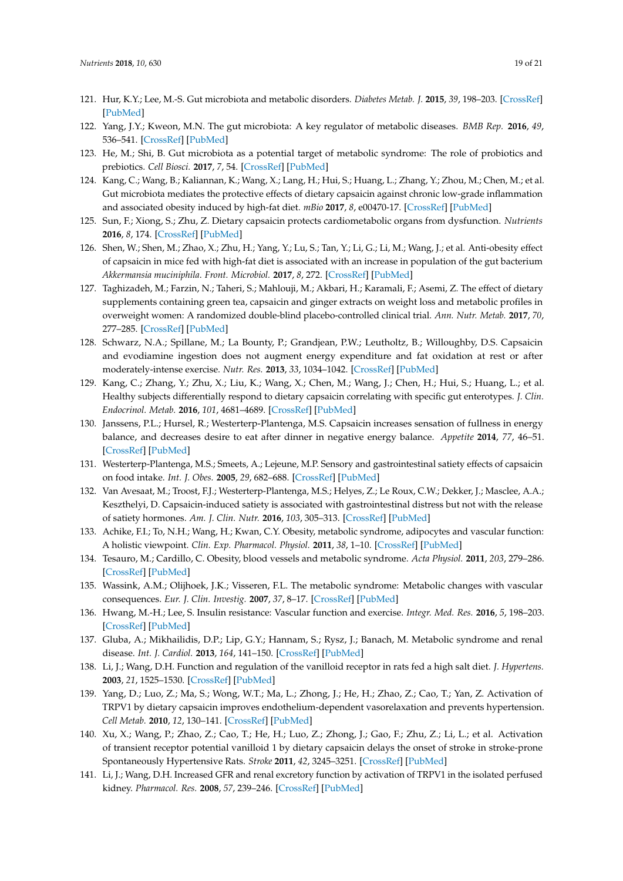121. Hur, K.Y.; Lee, M.-S. Gut microbiota and metabolic disorders. *Diabetes Metab. J.* **2015**, *39*, 198–203. [CrossRef] [PubMed]
122. Yang, J.Y.; Kweon, M.N. The gut microbiota: A key regulator of metabolic diseases. *BMB Rep.* **2016**, *49*, 536–541. [CrossRef] [PubMed]
123. He, M.; Shi, B. Gut microbiota as a potential target of metabolic syndrome: The role of probiotics and prebiotics. *Cell Biosci.* **2017**, *7*, 54. [CrossRef] [PubMed]
124. Kang, C.; Wang, B.; Kaliannan, K.; Wang, X.; Lang, H.; Hui, S.; Huang, L.; Zhang, Y.; Zhou, M.; Chen, M.; et al. Gut microbiota mediates the protective effects of dietary capsaicin against chronic low-grade inflammation and associated obesity induced by high-fat diet. *mBio* **2017**, *8*, e00470-17. [CrossRef] [PubMed]
125. Sun, F.; Xiong, S.; Zhu, Z. Dietary capsaicin protects cardiometabolic organs from dysfunction. *Nutrients* **2016**, *8*, 174. [CrossRef] [PubMed]
126. Shen, W.; Shen, M.; Zhao, X.; Zhu, H.; Yang, Y.; Lu, S.; Tan, Y.; Li, G.; Li, M.; Wang, J.; et al. Anti-obesity effect of capsaicin in mice fed with high-fat diet is associated with an increase in population of the gut bacterium *Akkermansia muciniphila*. *Front. Microbiol.* **2017**, *8*, 272. [CrossRef] [PubMed]
127. Taghizadeh, M.; Farzin, N.; Taheri, S.; Mahlouji, M.; Akbari, H.; Karamali, F.; Asemi, Z. The effect of dietary supplements containing green tea, capsaicin and ginger extracts on weight loss and metabolic profiles in overweight women: A randomized double-blind placebo-controlled clinical trial. *Ann. Nutr. Metab.* **2017**, *70*, 277–285. [CrossRef] [PubMed]
128. Schwarz, N.A.; Spillane, M.; La Bounty, P.; Grandjean, P.W.; Leutholtz, B.; Willoughby, D.S. Capsaicin and evodiamine ingestion does not augment energy expenditure and fat oxidation at rest or after moderately-intense exercise. *Nutr. Res.* **2013**, *33*, 1034–1042. [CrossRef] [PubMed]
129. Kang, C.; Zhang, Y.; Zhu, X.; Liu, K.; Wang, X.; Chen, M.; Wang, J.; Chen, H.; Hui, S.; Huang, L.; et al. Healthy subjects differentially respond to dietary capsaicin correlating with specific gut enterotypes. *J. Clin. Endocrinol. Metab.* **2016**, *101*, 4681–4689. [CrossRef] [PubMed]
130. Janssens, P.L.; Hursel, R.; Westerterp-Plantenga, M.S. Capsaicin increases sensation of fullness in energy balance, and decreases desire to eat after dinner in negative energy balance. *Appetite* **2014**, *77*, 46–51. [CrossRef] [PubMed]
131. Westerterp-Plantenga, M.S.; Smeets, A.; Lejeune, M.P. Sensory and gastrointestinal satiety effects of capsaicin on food intake. *Int. J. Obes.* **2005**, *29*, 682–688. [CrossRef] [PubMed]
132. Van Avesaat, M.; Troost, F.J.; Westerterp-Plantenga, M.S.; Helyes, Z.; Le Roux, C.W.; Dekker, J.; Masclee, A.A.; Keszthelyi, D. Capsaicin-induced satiety is associated with gastrointestinal distress but not with the release of satiety hormones. *Am. J. Clin. Nutr.* **2016**, *103*, 305–313. [CrossRef] [PubMed]
133. Achike, F.I.; To, N.H.; Wang, H.; Kwan, C.Y. Obesity, metabolic syndrome, adipocytes and vascular function: A holistic viewpoint. *Clin. Exp. Pharmacol. Physiol.* **2011**, *38*, 1–10. [CrossRef] [PubMed]
134. Tesauro, M.; Cardillo, C. Obesity, blood vessels and metabolic syndrome. *Acta Physiol.* **2011**, *203*, 279–286. [CrossRef] [PubMed]
135. Wassink, A.M.; Olijhoek, J.K.; Visseren, F.L. The metabolic syndrome: Metabolic changes with vascular consequences. *Eur. J. Clin. Investig.* **2007**, *37*, 8–17. [CrossRef] [PubMed]
136. Hwang, M.-H.; Lee, S. Insulin resistance: Vascular function and exercise. *Integr. Med. Res.* **2016**, *5*, 198–203. [CrossRef] [PubMed]
137. Gluba, A.; Mikhailidis, D.P.; Lip, G.Y.; Hannam, S.; Rysz, J.; Banach, M. Metabolic syndrome and renal disease. *Int. J. Cardiol.* **2013**, *164*, 141–150. [CrossRef] [PubMed]
138. Li, J.; Wang, D.H. Function and regulation of the vanilloid receptor in rats fed a high salt diet. *J. Hypertens.* **2003**, *21*, 1525–1530. [CrossRef] [PubMed]
139. Yang, D.; Luo, Z.; Ma, S.; Wong, W.T.; Ma, L.; Zhong, J.; He, H.; Zhao, Z.; Cao, T.; Yan, Z. Activation of TRPV1 by dietary capsaicin improves endothelium-dependent vasorelaxation and prevents hypertension. *Cell Metab.* **2010**, *12*, 130–141. [CrossRef] [PubMed]
140. Xu, X.; Wang, P.; Zhao, Z.; Cao, T.; He, H.; Luo, Z.; Zhong, J.; Gao, F.; Zhu, Z.; Li, L.; et al. Activation of transient receptor potential vanilloid 1 by dietary capsaicin delays the onset of stroke in stroke-prone Spontaneously Hypertensive Rats. *Stroke* **2011**, *42*, 3245–3251. [CrossRef] [PubMed]
141. Li, J.; Wang, D.H. Increased GFR and renal excretory function by activation of TRPV1 in the isolated perfused kidney. *Pharmacol. Res.* **2008**, *57*, 239–246. [CrossRef] [PubMed]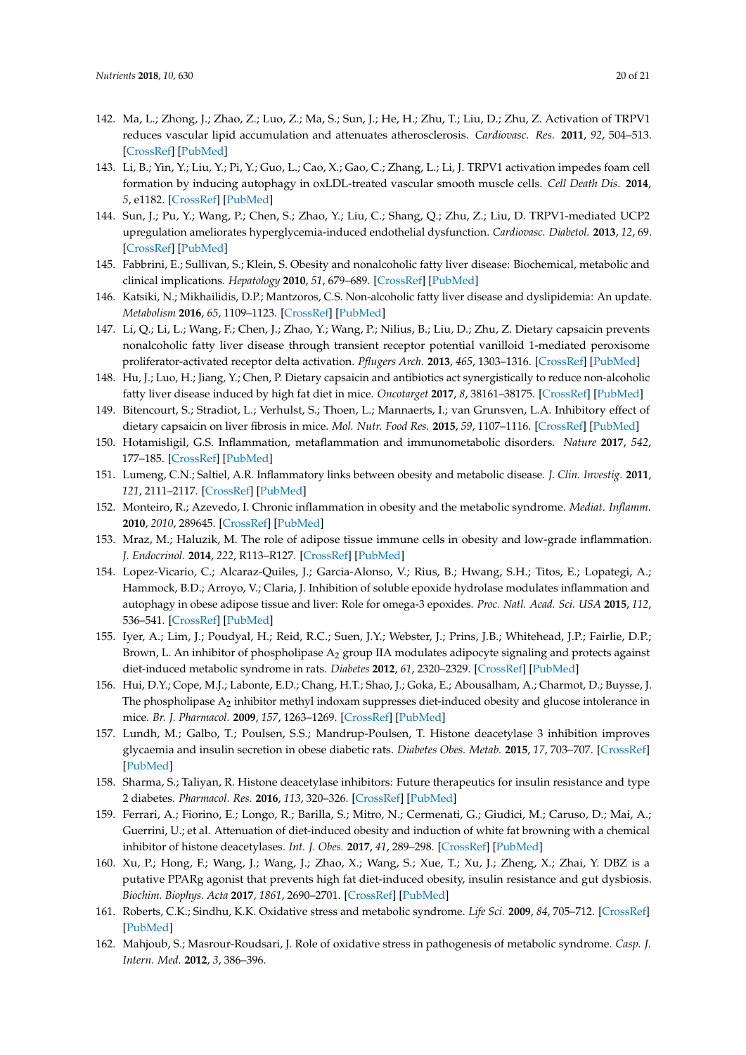142. Ma, L.; Zhong, J.; Zhao, Z.; Luo, Z.; Ma, S.; Sun, J.; He, H.; Zhu, T.; Liu, D.; Zhu, Z. Activation of TRPV1 reduces vascular lipid accumulation and attenuates atherosclerosis. *Cardiovasc. Res.* **2011**, *92*, 504–513. [CrossRef] [PubMed]
143. Li, B.; Yin, Y.; Liu, Y.; Pi, Y.; Guo, L.; Cao, X.; Gao, C.; Zhang, L.; Li, J. TRPV1 activation impedes foam cell formation by inducing autophagy in oxLDL-treated vascular smooth muscle cells. *Cell Death Dis.* **2014**, *5*, e1182. [CrossRef] [PubMed]
144. Sun, J.; Pu, Y.; Wang, P.; Chen, S.; Zhao, Y.; Liu, C.; Shang, Q.; Zhu, Z.; Liu, D. TRPV1-mediated UCP2 upregulation ameliorates hyperglycemia-induced endothelial dysfunction. *Cardiovasc. Diabetol.* **2013**, *12*, 69. [CrossRef] [PubMed]
145. Fabbrini, E.; Sullivan, S.; Klein, S. Obesity and nonalcoholic fatty liver disease: Biochemical, metabolic and clinical implications. *Hepatology* **2010**, *51*, 679–689. [CrossRef] [PubMed]
146. Katsiki, N.; Mikhailidis, D.P.; Mantzoros, C.S. Non-alcoholic fatty liver disease and dyslipidemia: An update. *Metabolism* **2016**, *65*, 1109–1123. [CrossRef] [PubMed]
147. Li, Q.; Li, L.; Wang, F.; Chen, J.; Zhao, Y.; Wang, P.; Nilius, B.; Liu, D.; Zhu, Z. Dietary capsaicin prevents nonalcoholic fatty liver disease through transient receptor potential vanilloid 1-mediated peroxisome proliferator-activated receptor delta activation. *Pflugers Arch.* **2013**, *465*, 1303–1316. [CrossRef] [PubMed]
148. Hu, J.; Luo, H.; Jiang, Y.; Chen, P. Dietary capsaicin and antibiotics act synergistically to reduce non-alcoholic fatty liver disease induced by high fat diet in mice. *Oncotarget* **2017**, *8*, 38161–38175. [CrossRef] [PubMed]
149. Bitencourt, S.; Stradiot, L.; Verhulst, S.; Thoen, L.; Mannaerts, I.; van Grunsven, L.A. Inhibitory effect of dietary capsaicin on liver fibrosis in mice. *Mol. Nutr. Food Res.* **2015**, *59*, 1107–1116. [CrossRef] [PubMed]
150. Hotamisligil, G.S. Inflammation, metaflammation and immunometabolic disorders. *Nature* **2017**, *542*, 177–185. [CrossRef] [PubMed]
151. Lumeng, C.N.; Saltiel, A.R. Inflammatory links between obesity and metabolic disease. *J. Clin. Investig.* **2011**, *121*, 2111–2117. [CrossRef] [PubMed]
152. Monteiro, R.; Azevedo, I. Chronic inflammation in obesity and the metabolic syndrome. *Mediat. Inflamm.* **2010**, *2010*, 289645. [CrossRef] [PubMed]
153. Mraz, M.; Haluzik, M. The role of adipose tissue immune cells in obesity and low-grade inflammation. *J. Endocrinol.* **2014**, *222*, R113–R127. [CrossRef] [PubMed]
154. Lopez-Vicario, C.; Alcaraz-Quiles, J.; Garcia-Alonso, V.; Rius, B.; Hwang, S.H.; Titos, E.; Lopategi, A.; Hammock, B.D.; Arroyo, V.; Claria, J. Inhibition of soluble epoxide hydrolase modulates inflammation and autophagy in obese adipose tissue and liver: Role for omega-3 epoxides. *Proc. Natl. Acad. Sci. USA* **2015**, *112*, 536–541. [CrossRef] [PubMed]
155. Iyer, A.; Lim, J.; Poudyal, H.; Reid, R.C.; Suen, J.Y.; Webster, J.; Prins, J.B.; Whitehead, J.P.; Fairlie, D.P.; Brown, L. An inhibitor of phospholipase $A_2$ group IIA modulates adipocyte signaling and protects against diet-induced metabolic syndrome in rats. *Diabetes* **2012**, *61*, 2320–2329. [CrossRef] [PubMed]
156. Hui, D.Y.; Cope, M.J.; Labonte, E.D.; Chang, H.T.; Shao, J.; Goka, E.; Abousalham, A.; Charmot, D.; Buysse, J. The phospholipase $A_2$ inhibitor methyl indoxam suppresses diet-induced obesity and glucose intolerance in mice. *Br. J. Pharmacol.* **2009**, *157*, 1263–1269. [CrossRef] [PubMed]
157. Lundh, M.; Galbo, T.; Poulsen, S.S.; Mandrup-Poulsen, T. Histone deacetylase 3 inhibition improves glycaemia and insulin secretion in obese diabetic rats. *Diabetes Obes. Metab.* **2015**, *17*, 703–707. [CrossRef] [PubMed]
158. Sharma, S.; Taliyan, R. Histone deacetylase inhibitors: Future therapeutics for insulin resistance and type 2 diabetes. *Pharmacol. Res.* **2016**, *113*, 320–326. [CrossRef] [PubMed]
159. Ferrari, A.; Fiorino, E.; Longo, R.; Barilla, S.; Mitro, N.; Cermenati, G.; Giudici, M.; Caruso, D.; Mai, A.; Guerrini, U.; et al. Attenuation of diet-induced obesity and induction of white fat browning with a chemical inhibitor of histone deacetylases. *Int. J. Obes.* **2017**, *41*, 289–298. [CrossRef] [PubMed]
160. Xu, P.; Hong, F.; Wang, J.; Wang, J.; Zhao, X.; Wang, S.; Xue, T.; Xu, J.; Zheng, X.; Zhai, Y. DBZ is a putative PPARg agonist that prevents high fat diet-induced obesity, insulin resistance and gut dysbiosis. *Biochim. Biophys. Acta* **2017**, *1861*, 2690–2701. [CrossRef] [PubMed]
161. Roberts, C.K.; Sindhu, K.K. Oxidative stress and metabolic syndrome. *Life Sci.* **2009**, *84*, 705–712. [CrossRef] [PubMed]
162. Mahjoub, S.; Masrour-Roudsari, J. Role of oxidative stress in pathogenesis of metabolic syndrome. *Casp. J. Intern. Med.* **2012**, *3*, 386–396.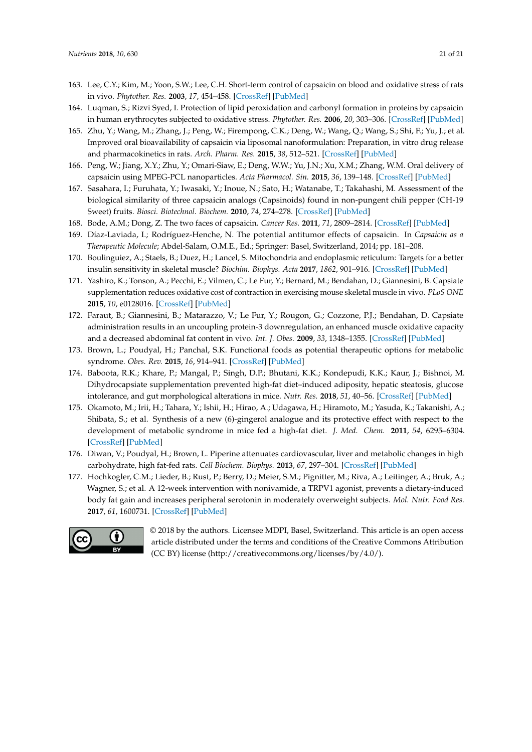163. Lee, C.Y.; Kim, M.; Yoon, S.W.; Lee, C.H. Short-term control of capsaicin on blood and oxidative stress of rats in vivo. *Phytother. Res.* **2003**, *17*, 454–458. [CrossRef] [PubMed]
164. Luqman, S.; Rizvi Syed, I. Protection of lipid peroxidation and carbonyl formation in proteins by capsaicin in human erythrocytes subjected to oxidative stress. *Phytother. Res.* **2006**, *20*, 303–306. [CrossRef] [PubMed]
165. Zhu, Y.; Wang, M.; Zhang, J.; Peng, W.; Firempong, C.K.; Deng, W.; Wang, Q.; Wang, S.; Shi, F.; Yu, J.; et al. Improved oral bioavailability of capsaicin via liposomal nanoformulation: Preparation, in vitro drug release and pharmacokinetics in rats. *Arch. Pharm. Res.* **2015**, *38*, 512–521. [CrossRef] [PubMed]
166. Peng, W.; Jiang, X.Y.; Zhu, Y.; Omari-Siaw, E.; Deng, W.W.; Yu, J.N.; Xu, X.M.; Zhang, W.M. Oral delivery of capsaicin using MPEG-PCL nanoparticles. *Acta Pharmacol. Sin.* **2015**, *36*, 139–148. [CrossRef] [PubMed]
167. Sasahara, I.; Furuhata, Y.; Iwasaki, Y.; Inoue, N.; Sato, H.; Watanabe, T.; Takahashi, M. Assessment of the biological similarity of three capsaicin analogs (Capsinoids) found in non-pungent chili pepper (CH-19 Sweet) fruits. *Biosci. Biotechnol. Biochem.* **2010**, *74*, 274–278. [CrossRef] [PubMed]
168. Bode, A.M.; Dong, Z. The two faces of capsaicin. *Cancer Res.* **2011**, *71*, 2809–2814. [CrossRef] [PubMed]
169. Díaz-Laviada, I.; Rodríguez-Henche, N. The potential antitumor effects of capsaicin. In *Capsaicin as a Therapeutic Molecule*; Abdel-Salam, O.M.E., Ed.; Springer: Basel, Switzerland, 2014; pp. 181–208.
170. Boulinguiez, A.; Staels, B.; Duez, H.; Lancel, S. Mitochondria and endoplasmic reticulum: Targets for a better insulin sensitivity in skeletal muscle? *Biochim. Biophys. Acta* **2017**, *1862*, 901–916. [CrossRef] [PubMed]
171. Yashiro, K.; Tonson, A.; Pecchi, E.; Vilmen, C.; Le Fur, Y.; Bernard, M.; Bendahan, D.; Giannesini, B. Capsiate supplementation reduces oxidative cost of contraction in exercising mouse skeletal muscle in vivo. *PLoS ONE* **2015**, *10*, e0128016. [CrossRef] [PubMed]
172. Faraut, B.; Giannesini, B.; Matarazzo, V.; Le Fur, Y.; Rougon, G.; Cozzone, P.J.; Bendahan, D. Capsiate administration results in an uncoupling protein-3 downregulation, an enhanced muscle oxidative capacity and a decreased abdominal fat content in vivo. *Int. J. Obes.* **2009**, *33*, 1348–1355. [CrossRef] [PubMed]
173. Brown, L.; Poudyal, H.; Panchal, S.K. Functional foods as potential therapeutic options for metabolic syndrome. *Obes. Rev.* **2015**, *16*, 914–941. [CrossRef] [PubMed]
174. Baboota, R.K.; Khare, P.; Mangal, P.; Singh, D.P.; Bhutani, K.K.; Kondepudi, K.K.; Kaur, J.; Bishnoi, M. Dihydrocapsiate supplementation prevented high-fat diet–induced adiposity, hepatic steatosis, glucose intolerance, and gut morphological alterations in mice. *Nutr. Res.* **2018**, *51*, 40–56. [CrossRef] [PubMed]
175. Okamoto, M.; Irii, H.; Tahara, Y.; Ishii, H.; Hirao, A.; Udagawa, H.; Hiramoto, M.; Yasuda, K.; Takanishi, A.; Shibata, S.; et al. Synthesis of a new (6)-gingerol analogue and its protective effect with respect to the development of metabolic syndrome in mice fed a high-fat diet. *J. Med. Chem.* **2011**, *54*, 6295–6304. [CrossRef] [PubMed]
176. Diwan, V.; Poudyal, H.; Brown, L. Piperine attenuates cardiovascular, liver and metabolic changes in high carbohydrate, high fat-fed rats. *Cell Biochem. Biophys.* **2013**, *67*, 297–304. [CrossRef] [PubMed]
177. Hochkogler, C.M.; Lieder, B.; Rust, P.; Berry, D.; Meier, S.M.; Pignitter, M.; Riva, A.; Leitinger, A.; Bruk, A.; Wagner, S.; et al. A 12-week intervention with nonivamide, a TRPV1 agonist, prevents a dietary-induced body fat gain and increases peripheral serotonin in moderately overweight subjects. *Mol. Nutr. Food Res.* **2017**, *61*, 1600731. [CrossRef] [PubMed]

© 2018 by the authors. Licensee MDPI, Basel, Switzerland. This article is an open access article distributed under the terms and conditions of the Creative Commons Attribution (CC BY) license (http://creativecommons.org/licenses/by/4.0/).